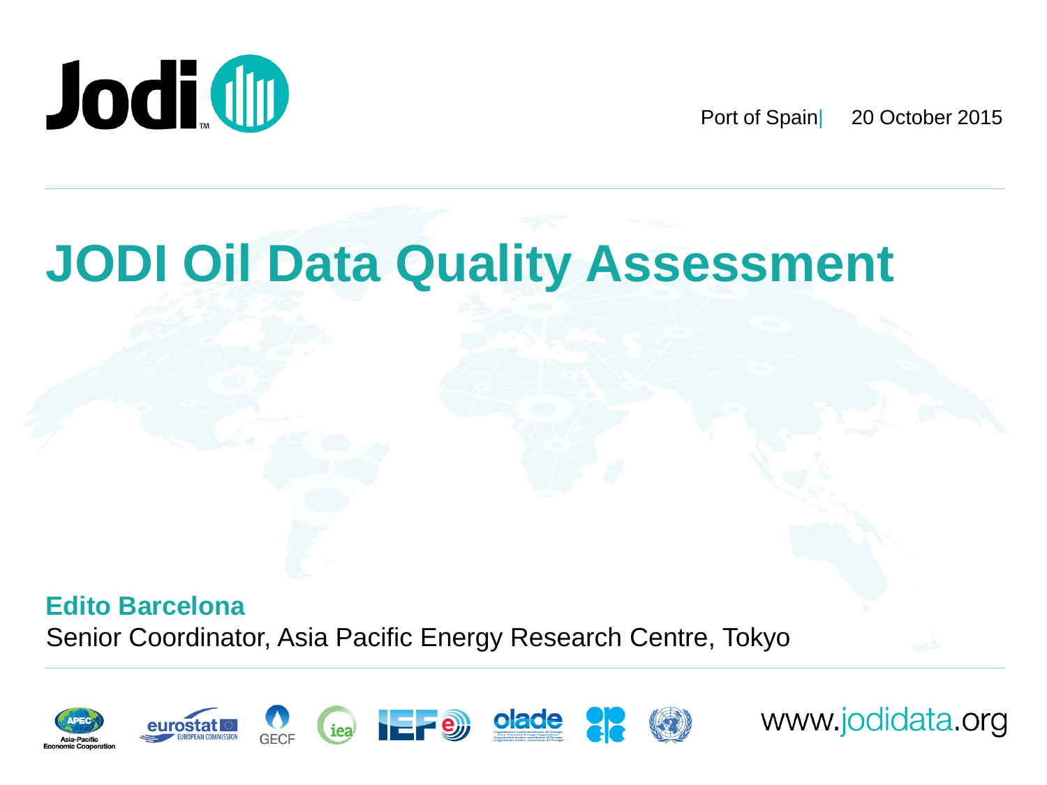Jodi

Port of Spain | 20 October 2015

# JODI Oil Data Quality Assessment

**Edito Barcelona**

Senior Coordinator, Asia Pacific Energy Research Centre, Tokyo

www.jodidata.org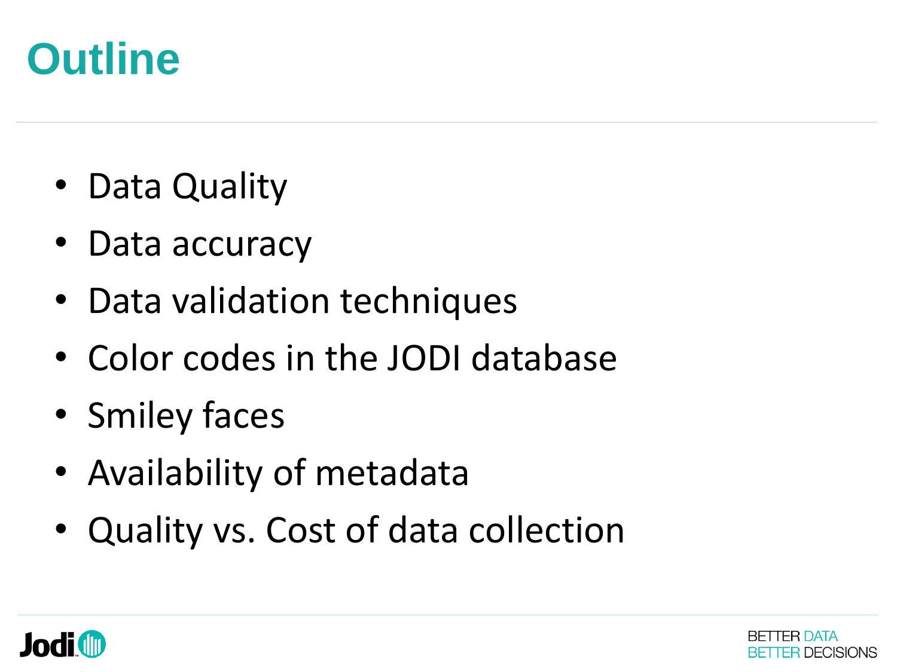# Outline

- Data Quality
- Data accuracy
- Data validation techniques
- Color codes in the JODI database
- Smiley faces
- Availability of metadata
- Quality vs. Cost of data collection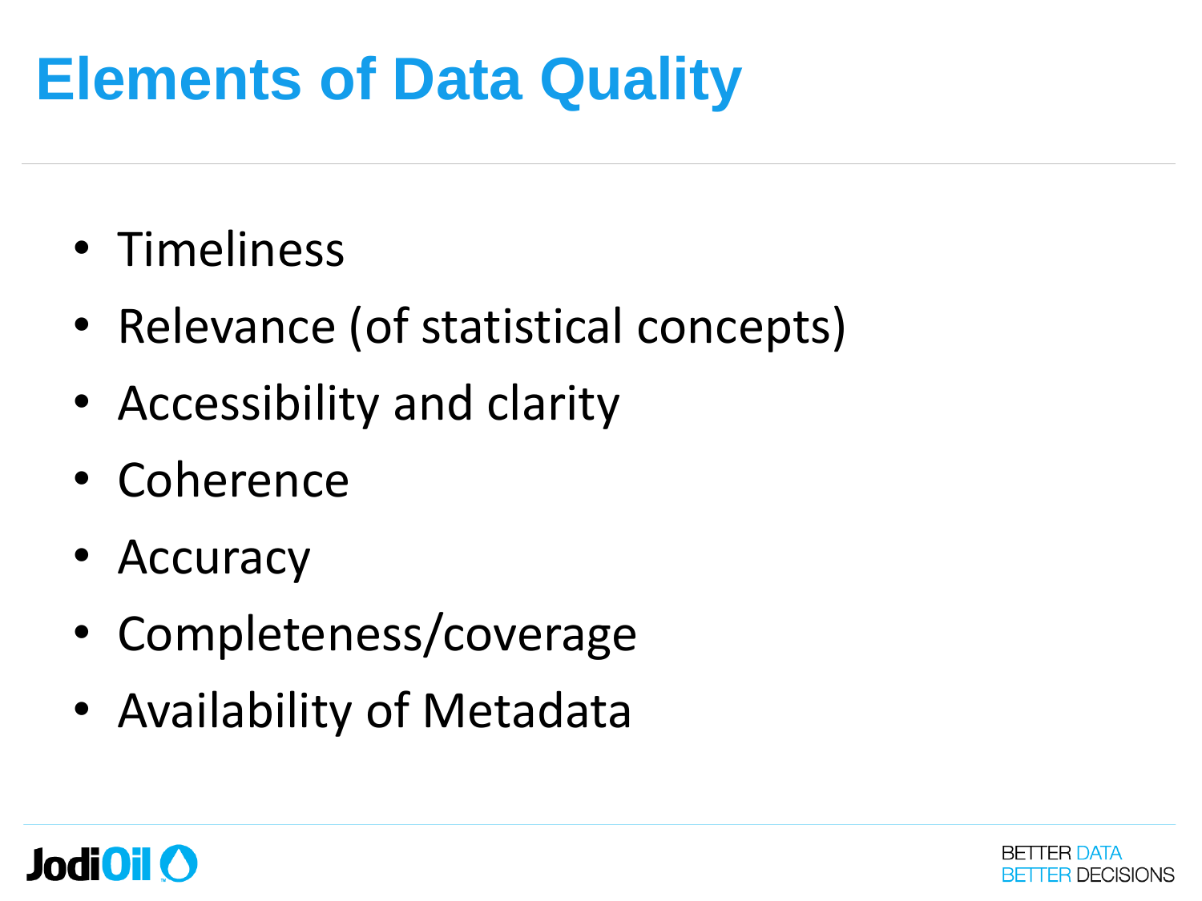# Elements of Data Quality

- Timeliness
- Relevance (of statistical concepts)
- Accessibility and clarity
- Coherence
- Accuracy
- Completeness/coverage
- Availability of Metadata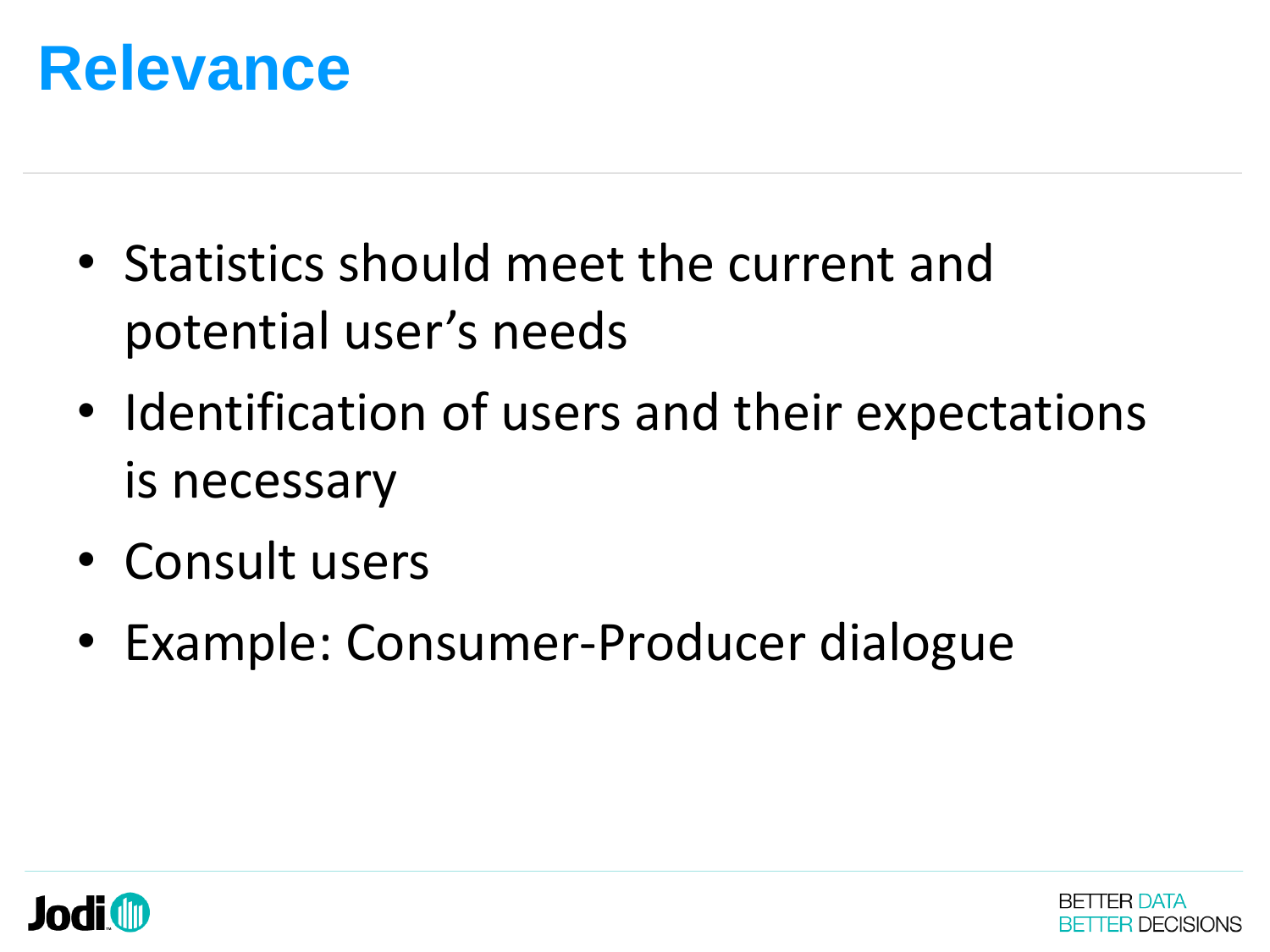# Relevance

- Statistics should meet the current and potential user's needs
- Identification of users and their expectations is necessary
- Consult users
- Example: Consumer-Producer dialogue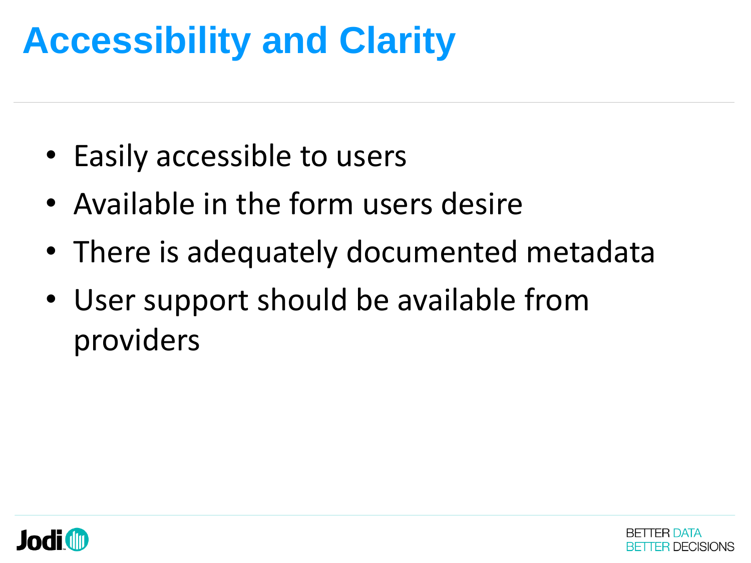# Accessibility and Clarity

- Easily accessible to users
- Available in the form users desire
- There is adequately documented metadata
- User support should be available from providers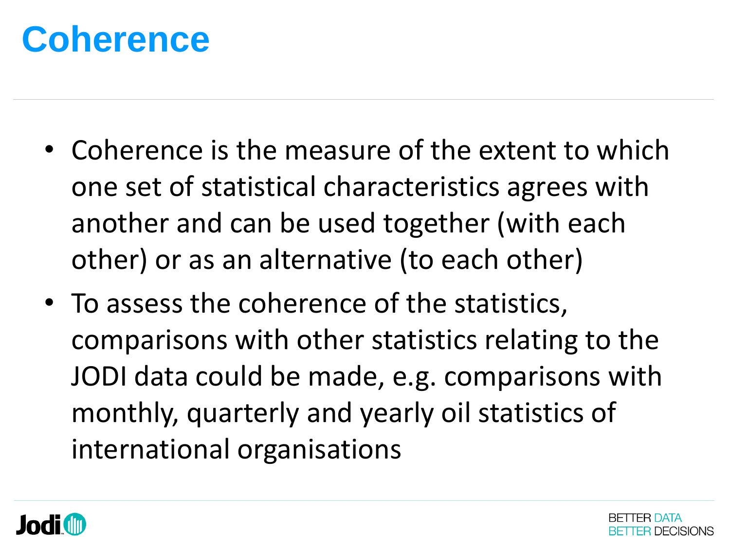# Coherence

- Coherence is the measure of the extent to which one set of statistical characteristics agrees with another and can be used together (with each other) or as an alternative (to each other)
- To assess the coherence of the statistics, comparisons with other statistics relating to the JODI data could be made, e.g. comparisons with monthly, quarterly and yearly oil statistics of international organisations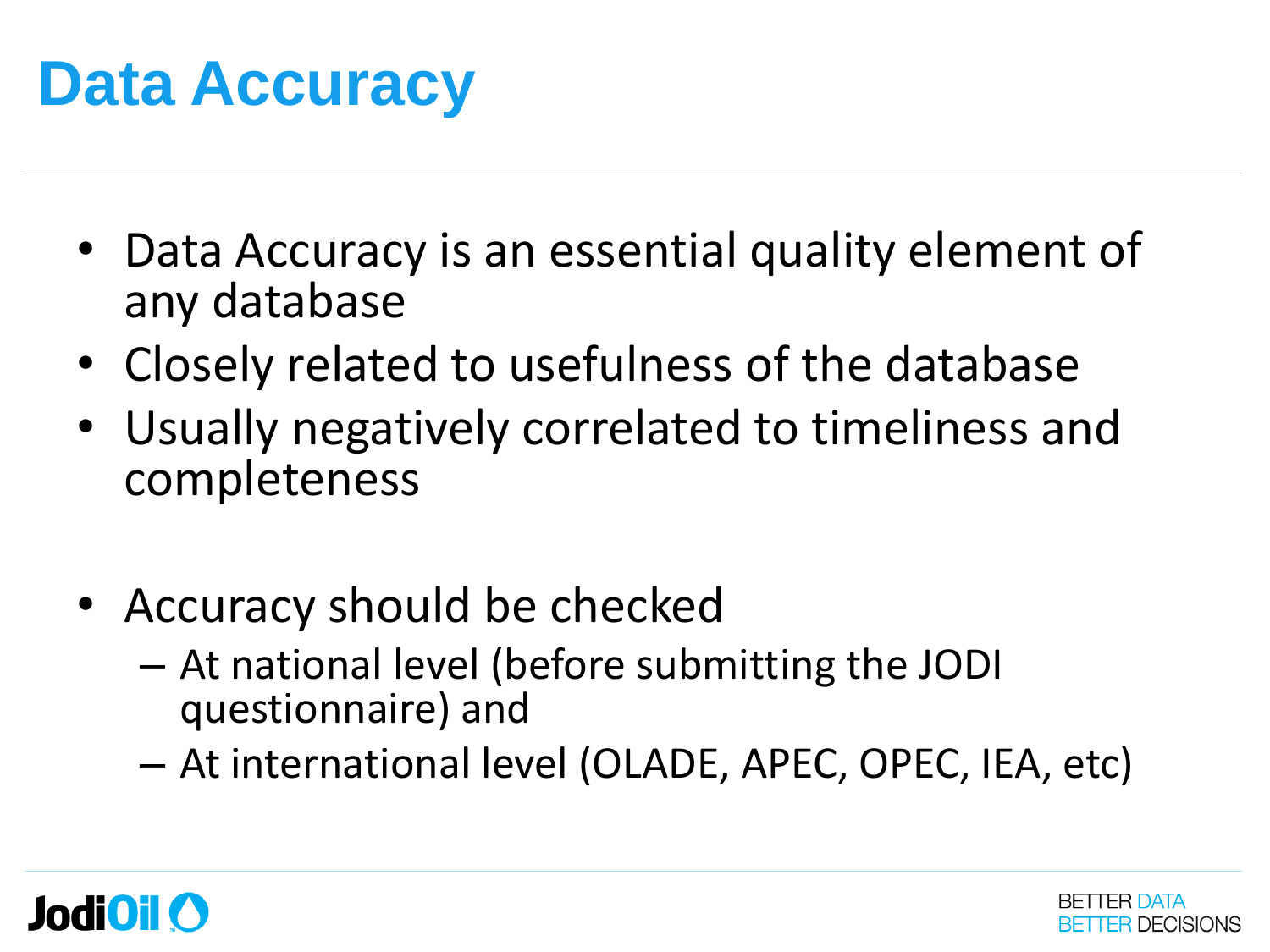# Data Accuracy

- Data Accuracy is an essential quality element of any database
- Closely related to usefulness of the database
- Usually negatively correlated to timeliness and completeness

- Accuracy should be checked
  - At national level (before submitting the JODI questionnaire) and
  - At international level (OLADE, APEC, OPEC, IEA, etc)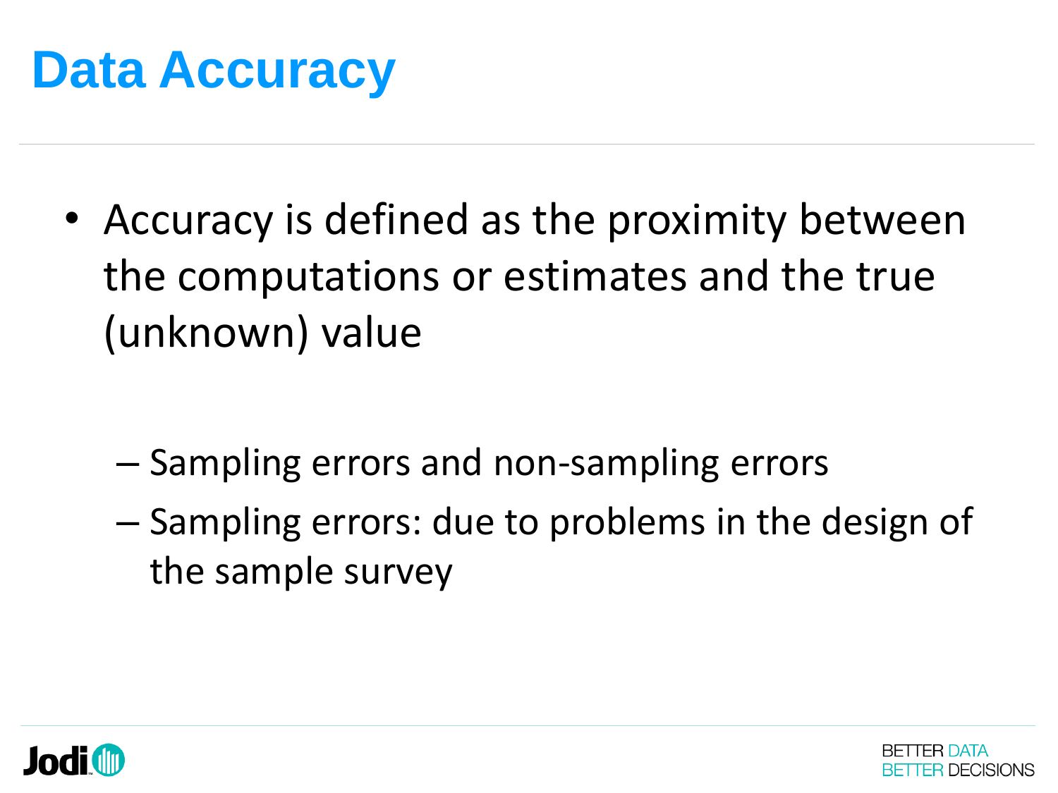# Data Accuracy

- Accuracy is defined as the proximity between the computations or estimates and the true (unknown) value
  - Sampling errors and non-sampling errors
  - Sampling errors: due to problems in the design of the sample survey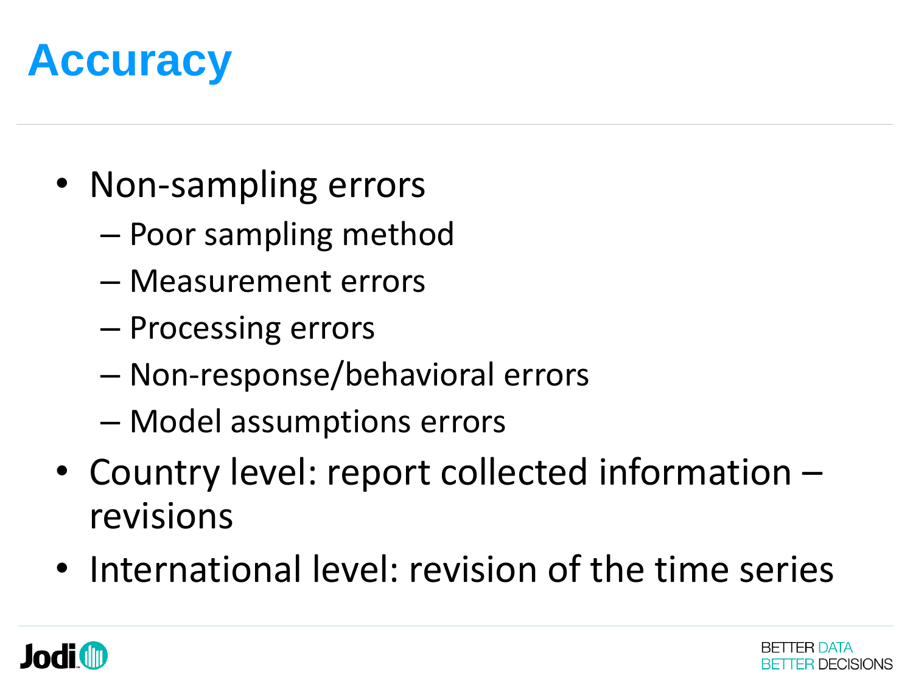# Accuracy

- Non-sampling errors
  - Poor sampling method
  - Measurement errors
  - Processing errors
  - Non-response/behavioral errors
  - Model assumptions errors
- Country level: report collected information – revisions
- International level: revision of the time series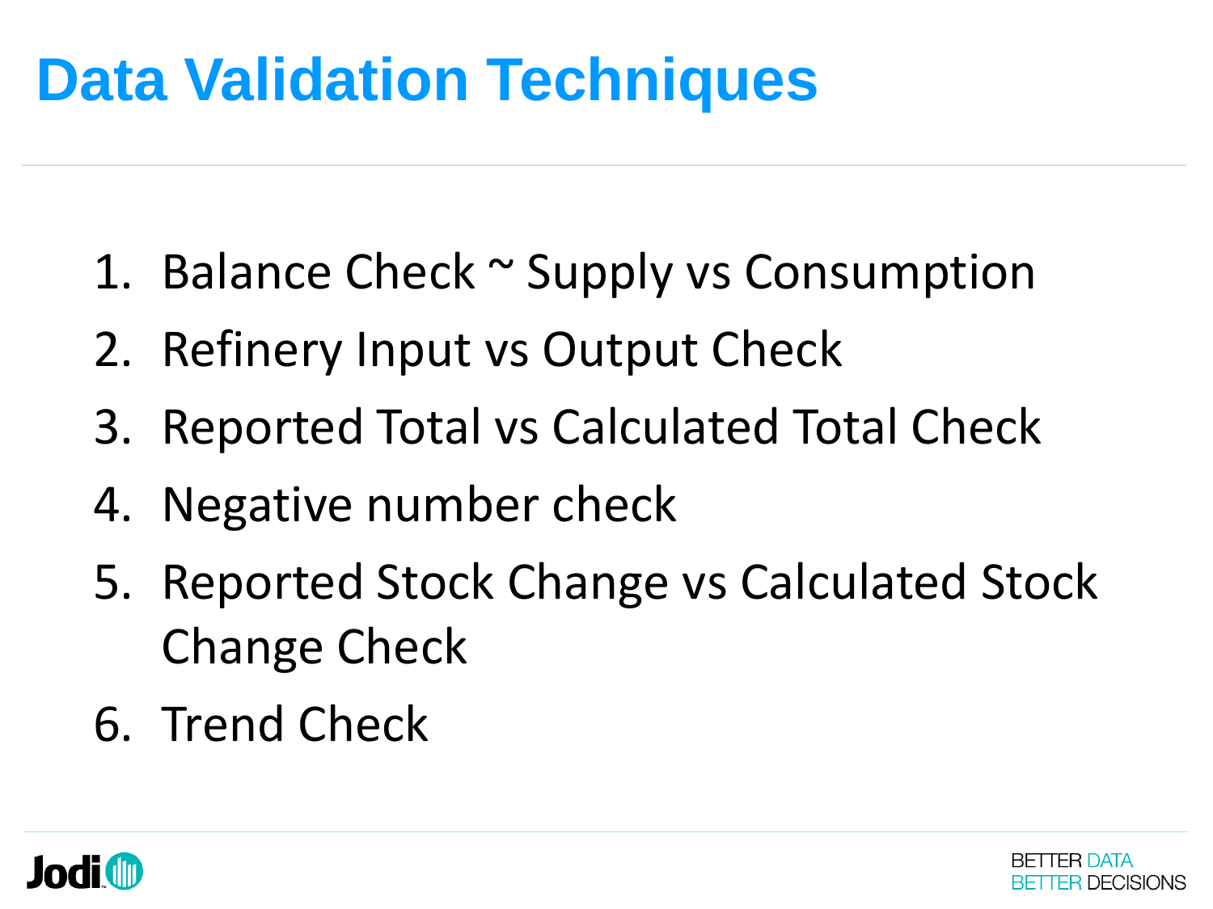# Data Validation Techniques

1. Balance Check ~ Supply vs Consumption
2. Refinery Input vs Output Check
3. Reported Total vs Calculated Total Check
4. Negative number check
5. Reported Stock Change vs Calculated Stock Change Check
6. Trend Check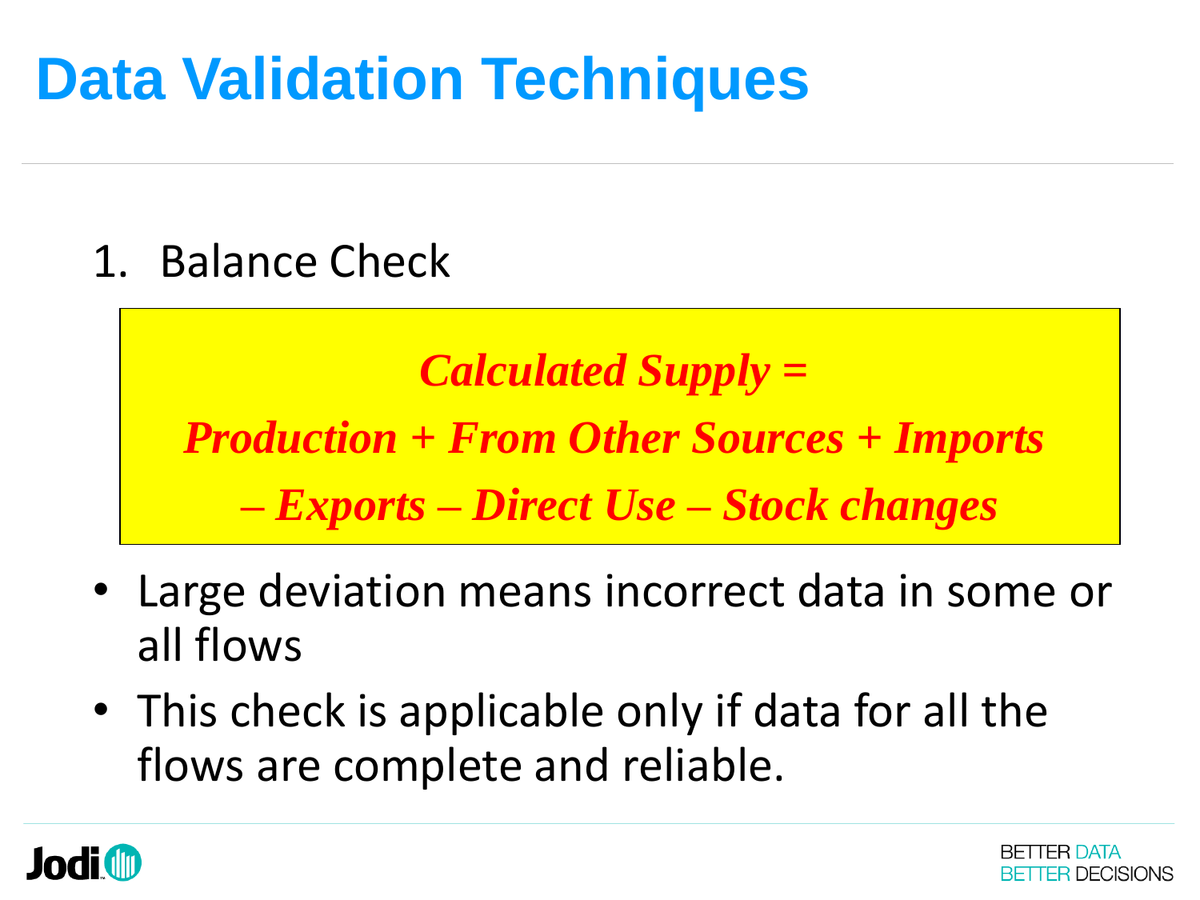# Data Validation Techniques

1. Balance Check

***Calculated Supply =***

***Production + From Other Sources + Imports***

***– Exports – Direct Use – Stock changes***

- Large deviation means incorrect data in some or all flows
- This check is applicable only if data for all the flows are complete and reliable.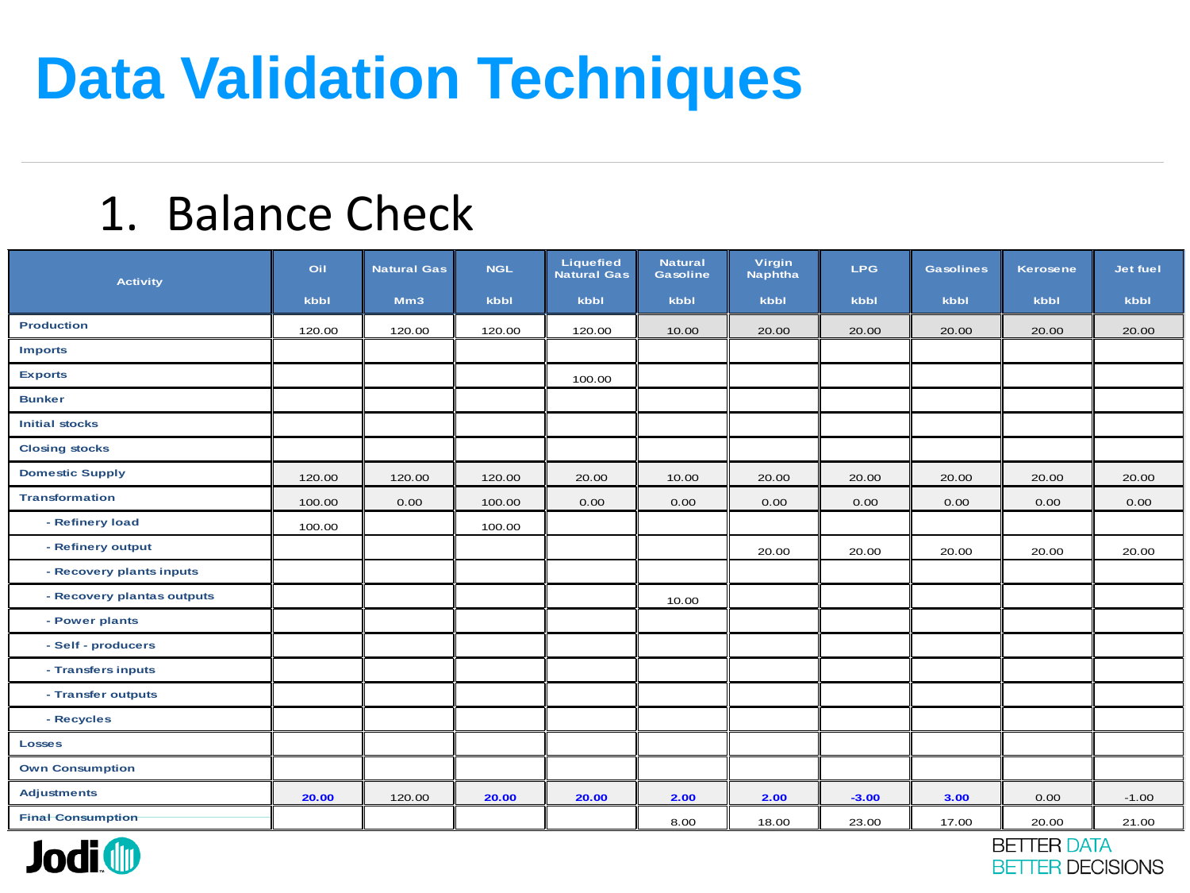# Data Validation Techniques

## 1. Balance Check

| Activity | Oil kbbl | Natural Gas Mm3 | NGL kbbl | Liquefied Natural Gas kbbl | Natural Gasoline kbbl | Virgin Naphtha kbbl | LPG kbbl | Gasolines kbbl | Kerosene kbbl | Jet fuel kbbl |
|---|---|---|---|---|---|---|---|---|---|---|
| Production | 120.00 | 120.00 | 120.00 | 120.00 | 10.00 | 20.00 | 20.00 | 20.00 | 20.00 | 20.00 |
| Imports | | | | | | | | | | |
| Exports | | | | 100.00 | | | | | | |
| Bunker | | | | | | | | | | |
| Initial stocks | | | | | | | | | | |
| Closing stocks | | | | | | | | | | |
| Domestic Supply | 120.00 | 120.00 | 120.00 | 20.00 | 10.00 | 20.00 | 20.00 | 20.00 | 20.00 | 20.00 |
| Transformation | 100.00 | 0.00 | 100.00 | 0.00 | 0.00 | 0.00 | 0.00 | 0.00 | 0.00 | 0.00 |
| - Refinery load | 100.00 | | 100.00 | | | | | | | |
| - Refinery output | | | | | | 20.00 | 20.00 | 20.00 | 20.00 | 20.00 |
| - Recovery plants inputs | | | | | | | | | | |
| - Recovery plantas outputs | | | | | 10.00 | | | | | |
| - Power plants | | | | | | | | | | |
| - Self - producers | | | | | | | | | | |
| - Transfers inputs | | | | | | | | | | |
| - Transfer outputs | | | | | | | | | | |
| - Recycles | | | | | | | | | | |
| Losses | | | | | | | | | | |
| Own Consumption | | | | | | | | | | |
| Adjustments | 20.00 | 120.00 | 20.00 | 20.00 | 2.00 | 2.00 | -3.00 | 3.00 | 0.00 | -1.00 |
| Final Consumption | | | | | 8.00 | 18.00 | 23.00 | 17.00 | 20.00 | 21.00 |

BETTER DATA
BETTER DECISIONS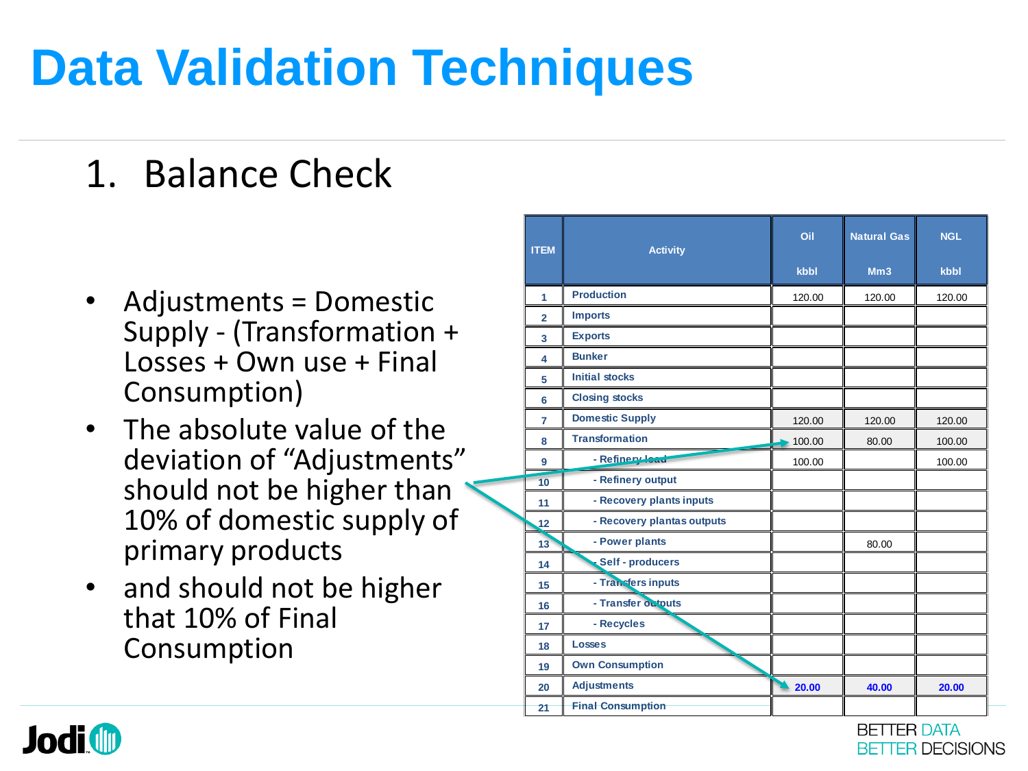# Data Validation Techniques

## 1. Balance Check

- Adjustments = Domestic Supply - (Transformation + Losses + Own use + Final Consumption)
- The absolute value of the deviation of "Adjustments" should not be higher than 10% of domestic supply of primary products
- and should not be higher that 10% of Final Consumption

| ITEM | Activity | Oil<br>kbbl | Natural Gas<br>Mm3 | NGL<br>kbbl |
|---|---|---|---|---|
| 1 | Production | 120.00 | 120.00 | 120.00 |
| 2 | Imports | | | |
| 3 | Exports | | | |
| 4 | Bunker | | | |
| 5 | Initial stocks | | | |
| 6 | Closing stocks | | | |
| 7 | Domestic Supply | 120.00 | 120.00 | 120.00 |
| 8 | Transformation | 100.00 | 80.00 | 100.00 |
| 9 | - Refinery load | 100.00 | | 100.00 |
| 10 | - Refinery output | | | |
| 11 | - Recovery plants inputs | | | |
| 12 | - Recovery plantas outputs | | | |
| 13 | - Power plants | | 80.00 | |
| 14 | - Self - producers | | | |
| 15 | - Transfers inputs | | | |
| 16 | - Transfer outputs | | | |
| 17 | - Recycles | | | |
| 18 | Losses | | | |
| 19 | Own Consumption | | | |
| 20 | Adjustments | **20.00** | **40.00** | **20.00** |
| 21 | Final Consumption | | | |

BETTER DATA BETTER DECISIONS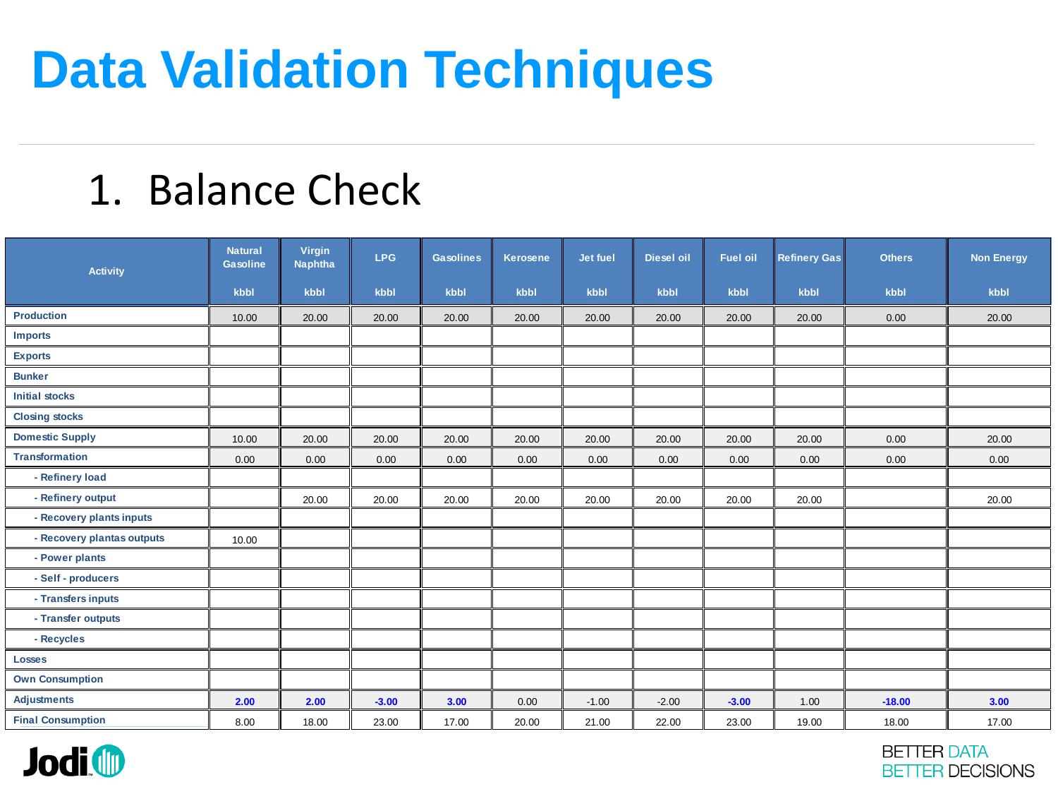# Data Validation Techniques

## 1. Balance Check

| Activity | Natural Gasoline<br>kbbl | Virgin Naphtha<br>kbbl | LPG<br>kbbl | Gasolines<br>kbbl | Kerosene<br>kbbl | Jet fuel<br>kbbl | Diesel oil<br>kbbl | Fuel oil<br>kbbl | Refinery Gas<br>kbbl | Others<br>kbbl | Non Energy<br>kbbl |
|---|---|---|---|---|---|---|---|---|---|---|---|
| **Production** | 10.00 | 20.00 | 20.00 | 20.00 | 20.00 | 20.00 | 20.00 | 20.00 | 20.00 | 0.00 | 20.00 |
| **Imports** | | | | | | | | | | | |
| **Exports** | | | | | | | | | | | |
| **Bunker** | | | | | | | | | | | |
| **Initial stocks** | | | | | | | | | | | |
| **Closing stocks** | | | | | | | | | | | |
| **Domestic Supply** | 10.00 | 20.00 | 20.00 | 20.00 | 20.00 | 20.00 | 20.00 | 20.00 | 20.00 | 0.00 | 20.00 |
| **Transformation** | 0.00 | 0.00 | 0.00 | 0.00 | 0.00 | 0.00 | 0.00 | 0.00 | 0.00 | 0.00 | 0.00 |
| **- Refinery load** | | | | | | | | | | | |
| **- Refinery output** | | 20.00 | 20.00 | 20.00 | 20.00 | 20.00 | 20.00 | 20.00 | 20.00 | | 20.00 |
| **- Recovery plants inputs** | | | | | | | | | | | |
| **- Recovery plantas outputs** | 10.00 | | | | | | | | | | |
| **- Power plants** | | | | | | | | | | | |
| **- Self - producers** | | | | | | | | | | | |
| **- Transfers inputs** | | | | | | | | | | | |
| **- Transfer outputs** | | | | | | | | | | | |
| **- Recycles** | | | | | | | | | | | |
| **Losses** | | | | | | | | | | | |
| **Own Consumption** | | | | | | | | | | | |
| **Adjustments** | **2.00** | **2.00** | **-3.00** | **3.00** | 0.00 | -1.00 | -2.00 | **-3.00** | 1.00 | **-18.00** | **3.00** |
| **Final Consumption** | 8.00 | 18.00 | 23.00 | 17.00 | 20.00 | 21.00 | 22.00 | 23.00 | 19.00 | 18.00 | 17.00 |

BETTER DATA
BETTER DECISIONS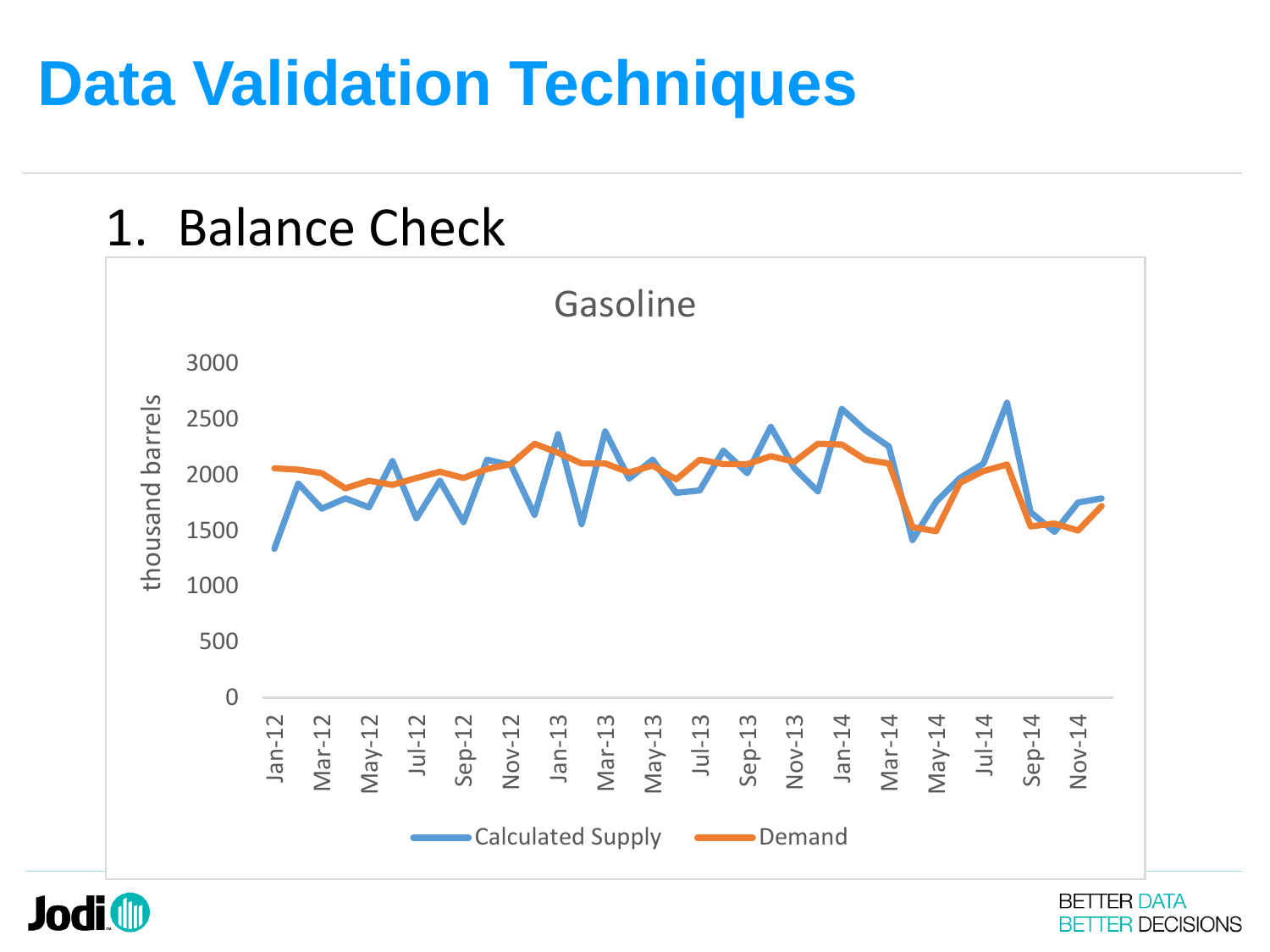# Data Validation Techniques

## 1. Balance Check

Gasoline

thousand barrels

Calculated Supply — Demand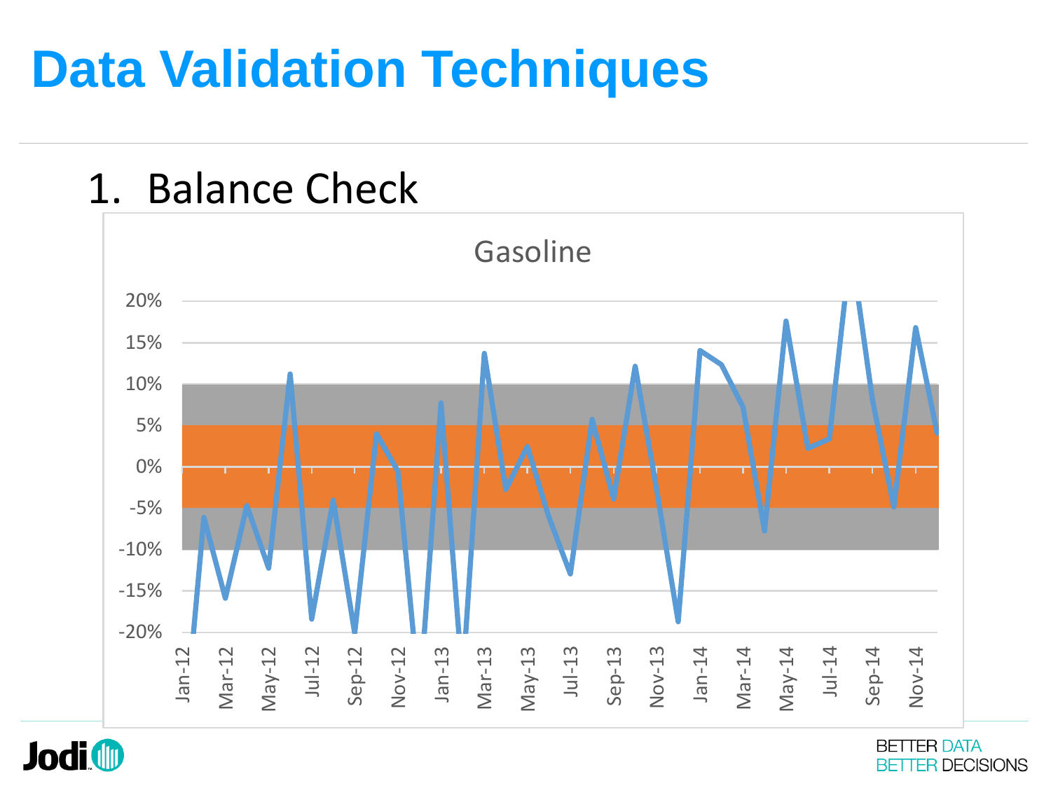# Data Validation Techniques

1. Balance Check

Gasoline

20%
15%
10%
5%
0%
-5%
-10%
-15%
-20%

Jan-12 Mar-12 May-12 Jul-12 Sep-12 Nov-12 Jan-13 Mar-13 May-13 Jul-13 Sep-13 Nov-13 Jan-14 Mar-14 May-14 Jul-14 Sep-14 Nov-14

BETTER DATA
BETTER DECISIONS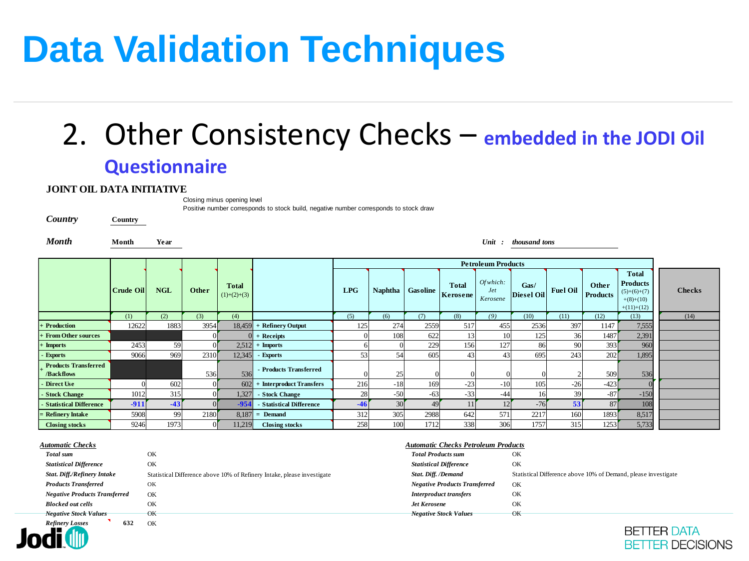# Data Validation Techniques

## 2. Other Consistency Checks – embedded in the JODI Oil Questionnaire

**JOINT OIL DATA INITIATIVE**

Closing minus opening level
Positive number corresponds to stock build, negative number corresponds to stock draw

*Country* Country

*Month* Month Year

*Unit : thousand tons*

| | Crude Oil | NGL | Other | Total (1)+(2)+(3) | | LPG | Naphtha | Gasoline | Total Kerosene | Of which: Jet Kerosene | Gas/ Diesel Oil | Fuel Oil | Other Products | Total Products (5)+(6)+(7)+(8)+(10)+(11)+(12) | Checks |
|---|---|---|---|---|---|---|---|---|---|---|---|---|---|---|---|
| | | | | | | Petroleum Products | | | | | | | | | |
| | (1) | (2) | (3) | (4) | | (5) | (6) | (7) | (8) | (9) | (10) | (11) | (12) | (13) | (14) |
| + Production | 12622 | 1883 | 3954 | 18,459 | + Refinery Output | 125 | 274 | 2559 | 517 | 455 | 2536 | 397 | 1147 | 7,555 | |
| + From Other sources | | | 0 | 0 | + Receipts | 0 | 108 | 622 | 13 | 10 | 125 | 36 | 1487 | 2,391 | |
| + Imports | 2453 | 59 | 0 | 2,512 | + Imports | 6 | 0 | 229 | 156 | 127 | 86 | 90 | 393 | 960 | |
| - Exports | 9066 | 969 | 2310 | 12,345 | - Exports | 53 | 54 | 605 | 43 | 43 | 695 | 243 | 202 | 1,895 | |
| + Products Transferred /Backflows | | | 536 | 536 | - Products Transferred | 0 | 25 | 0 | 0 | 0 | 0 | 2 | 509 | 536 | |
| - Direct Use | 0 | 602 | 0 | 602 | + Interproduct Transfers | 216 | -18 | 169 | -23 | -10 | 105 | -26 | -423 | 0 | |
| - Stock Change | 1012 | 315 | 0 | 1,327 | - Stock Change | 28 | -50 | -63 | -33 | -44 | 16 | 39 | -87 | -150 | |
| - Statistical Difference | -911 | -43 | 0 | -954 | - Statistical Difference | -46 | 30 | 49 | 11 | 12 | -76 | 53 | 87 | 108 | |
| = Refinery Intake | 5908 | 99 | 2180 | 8,187 | = Demand | 312 | 305 | 2988 | 642 | 571 | 2217 | 160 | 1893 | 8,517 | |
| Closing stocks | 9246 | 1973 | 0 | 11,219 | Closing stocks | 258 | 100 | 1712 | 338 | 306 | 1757 | 315 | 1253 | 5,733 | |

***Automatic Checks***

| | |
|---|---|
| *Total sum* | OK |
| *Statistical Difference* | OK |
| *Stat. Diff./Refinery Intake* | Statistical Difference above 10% of Refinery Intake, please investigate |
| *Products Transferred* | OK |
| *Negative Products Transferred* | OK |
| *Blocked out cells* | OK |
| *Negative Stock Values* | OK |
| *Refinery Losses* 632 | OK |

***Automatic Checks Petroleum Products***

| | |
|---|---|
| *Total Products sum* | OK |
| *Statistical Difference* | OK |
| *Stat. Diff. /Demand* | Statistical Difference above 10% of Demand, please investigate |
| *Negative Products Transferred* | OK |
| *Interproduct transfers* | OK |
| *Jet Kerosene* | OK |
| *Negative Stock Values* | OK |

BETTER DATA BETTER DECISIONS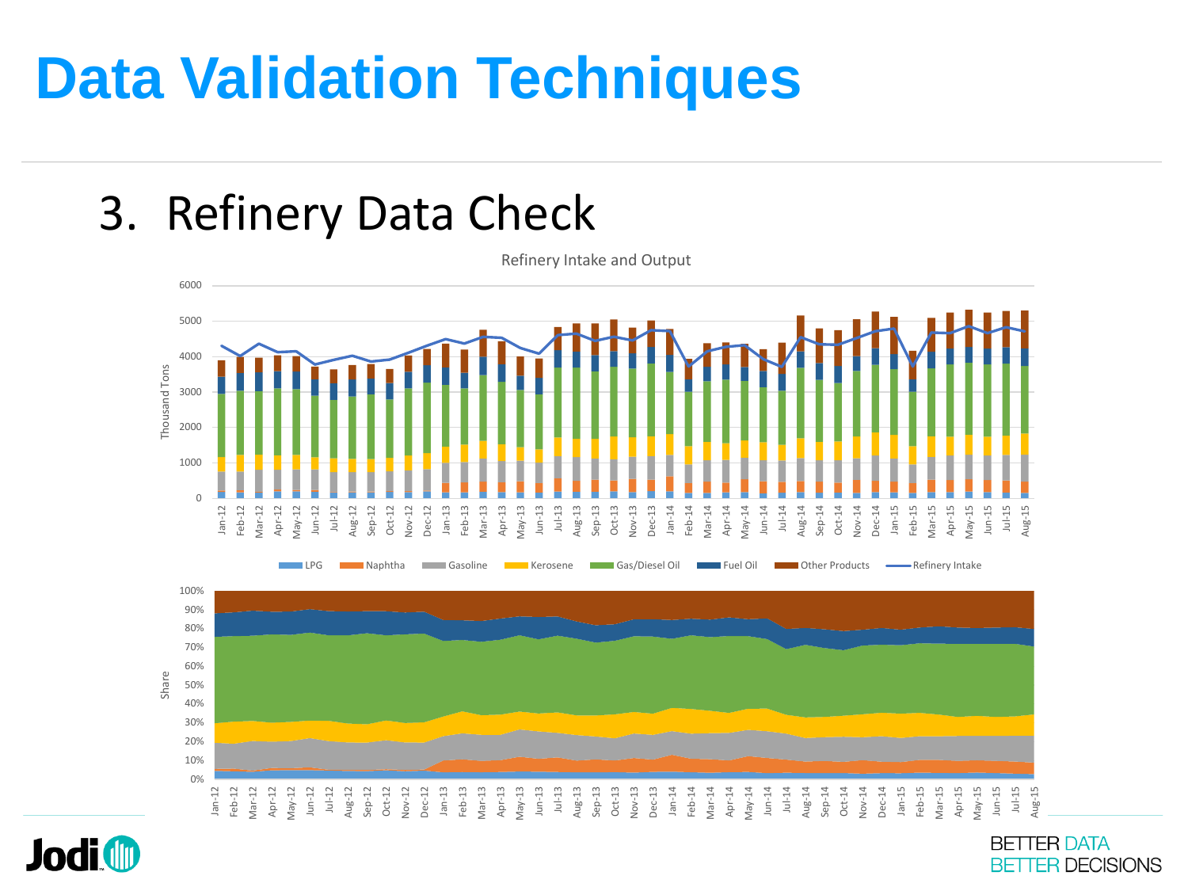# Data Validation Techniques

## 3. Refinery Data Check

Refinery Intake and Output

Thousand Tons

LPG | Naphtha | Gasoline | Kerosene | Gas/Diesel Oil | Fuel Oil | Other Products | Refinery Intake

Share

BETTER DATA BETTER DECISIONS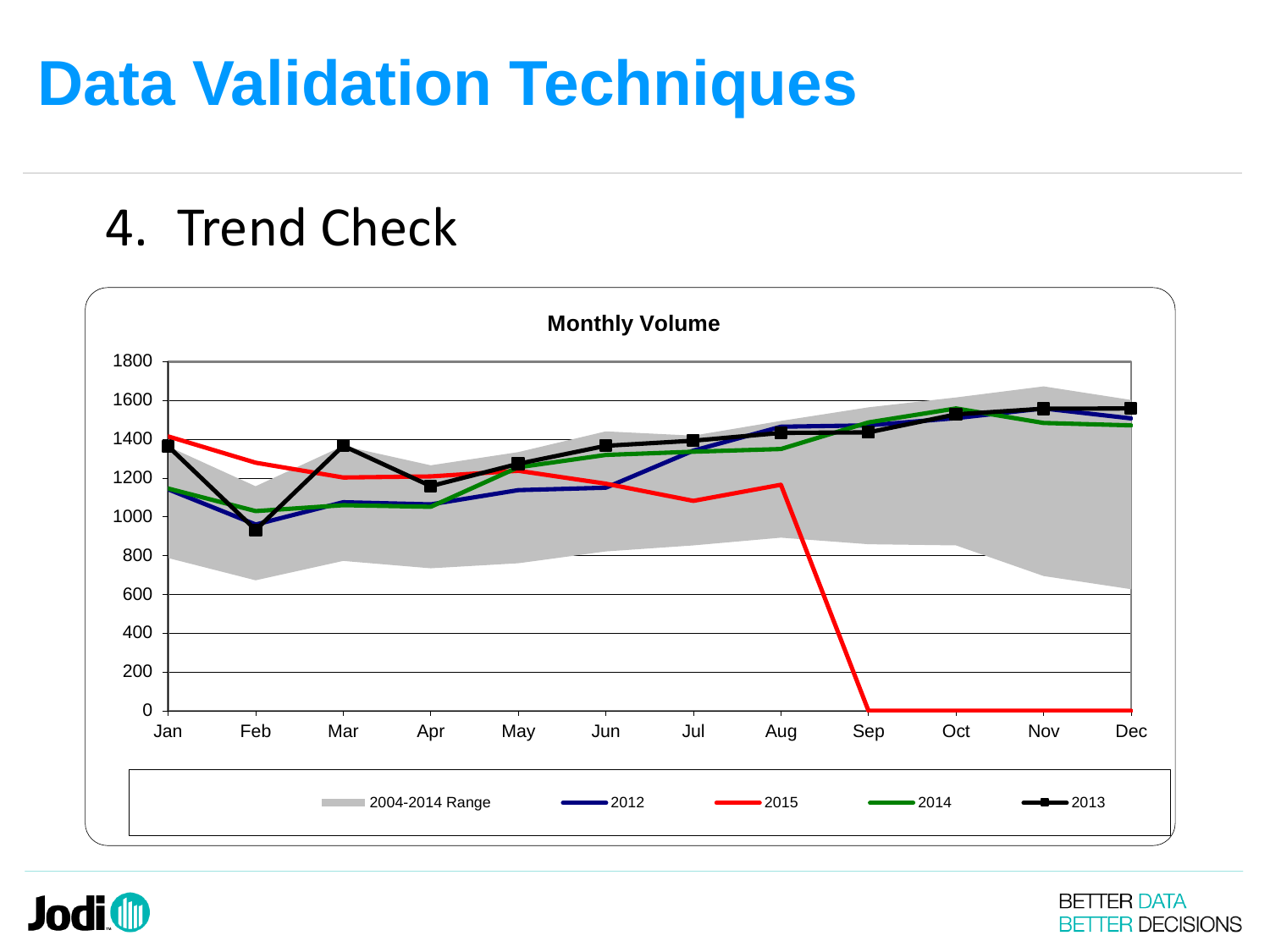# Data Validation Techniques

## 4. Trend Check

**Monthly Volume**

2004-2014 Range | 2012 | 2015 | 2014 | 2013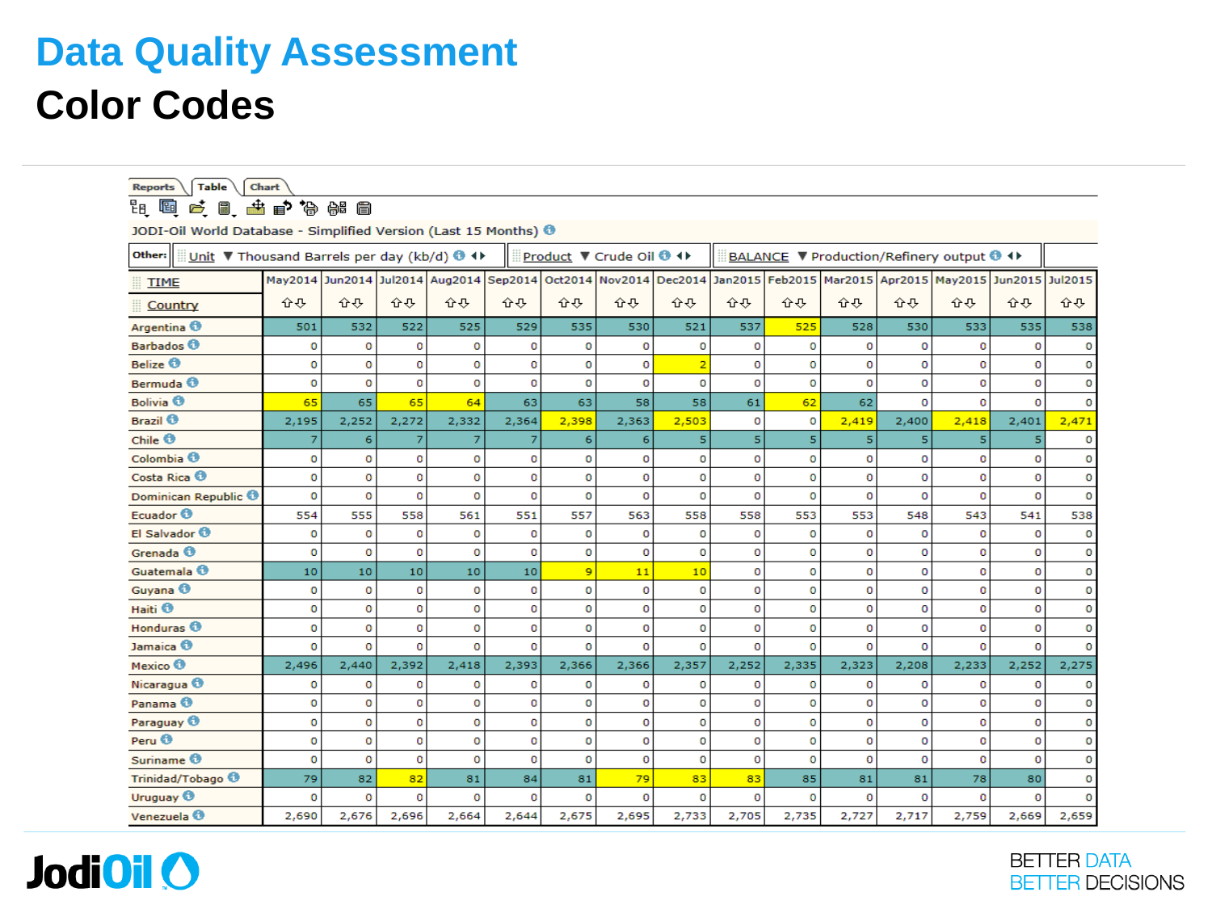# Data Quality Assessment

## Color Codes

Reports | Table | Chart

JODI-Oil World Database - Simplified Version (Last 15 Months)

Other: Unit ▼ Thousand Barrels per day (kb/d) | Product ▼ Crude Oil | BALANCE ▼ Production/Refinery output

| TIME / Country | May2014 | Jun2014 | Jul2014 | Aug2014 | Sep2014 | Oct2014 | Nov2014 | Dec2014 | Jan2015 | Feb2015 | Mar2015 | Apr2015 | May2015 | Jun2015 | Jul2015 |
|---|---|---|---|---|---|---|---|---|---|---|---|---|---|---|---|
| Argentina | 501 | 532 | 522 | 525 | 529 | 535 | 530 | 521 | 537 | 525 | 528 | 530 | 533 | 535 | 538 |
| Barbados | 0 | 0 | 0 | 0 | 0 | 0 | 0 | 0 | 0 | 0 | 0 | 0 | 0 | 0 | 0 |
| Belize | 0 | 0 | 0 | 0 | 0 | 0 | 0 | 2 | 0 | 0 | 0 | 0 | 0 | 0 | 0 |
| Bermuda | 0 | 0 | 0 | 0 | 0 | 0 | 0 | 0 | 0 | 0 | 0 | 0 | 0 | 0 | 0 |
| Bolivia | 65 | 65 | 65 | 64 | 63 | 63 | 58 | 58 | 61 | 62 | 62 | 0 | 0 | 0 | 0 |
| Brazil | 2,195 | 2,252 | 2,272 | 2,332 | 2,364 | 2,398 | 2,363 | 2,503 | 0 | 0 | 2,419 | 2,400 | 2,418 | 2,401 | 2,471 |
| Chile | 7 | 6 | 7 | 7 | 7 | 6 | 6 | 5 | 5 | 5 | 5 | 5 | 5 | 5 | 0 |
| Colombia | 0 | 0 | 0 | 0 | 0 | 0 | 0 | 0 | 0 | 0 | 0 | 0 | 0 | 0 | 0 |
| Costa Rica | 0 | 0 | 0 | 0 | 0 | 0 | 0 | 0 | 0 | 0 | 0 | 0 | 0 | 0 | 0 |
| Dominican Republic | 0 | 0 | 0 | 0 | 0 | 0 | 0 | 0 | 0 | 0 | 0 | 0 | 0 | 0 | 0 |
| Ecuador | 554 | 555 | 558 | 561 | 551 | 557 | 563 | 558 | 558 | 553 | 553 | 548 | 543 | 541 | 538 |
| El Salvador | 0 | 0 | 0 | 0 | 0 | 0 | 0 | 0 | 0 | 0 | 0 | 0 | 0 | 0 | 0 |
| Grenada | 0 | 0 | 0 | 0 | 0 | 0 | 0 | 0 | 0 | 0 | 0 | 0 | 0 | 0 | 0 |
| Guatemala | 10 | 10 | 10 | 10 | 10 | 9 | 11 | 10 | 0 | 0 | 0 | 0 | 0 | 0 | 0 |
| Guyana | 0 | 0 | 0 | 0 | 0 | 0 | 0 | 0 | 0 | 0 | 0 | 0 | 0 | 0 | 0 |
| Haiti | 0 | 0 | 0 | 0 | 0 | 0 | 0 | 0 | 0 | 0 | 0 | 0 | 0 | 0 | 0 |
| Honduras | 0 | 0 | 0 | 0 | 0 | 0 | 0 | 0 | 0 | 0 | 0 | 0 | 0 | 0 | 0 |
| Jamaica | 0 | 0 | 0 | 0 | 0 | 0 | 0 | 0 | 0 | 0 | 0 | 0 | 0 | 0 | 0 |
| Mexico | 2,496 | 2,440 | 2,392 | 2,418 | 2,393 | 2,366 | 2,366 | 2,357 | 2,252 | 2,335 | 2,323 | 2,208 | 2,233 | 2,252 | 2,275 |
| Nicaragua | 0 | 0 | 0 | 0 | 0 | 0 | 0 | 0 | 0 | 0 | 0 | 0 | 0 | 0 | 0 |
| Panama | 0 | 0 | 0 | 0 | 0 | 0 | 0 | 0 | 0 | 0 | 0 | 0 | 0 | 0 | 0 |
| Paraguay | 0 | 0 | 0 | 0 | 0 | 0 | 0 | 0 | 0 | 0 | 0 | 0 | 0 | 0 | 0 |
| Peru | 0 | 0 | 0 | 0 | 0 | 0 | 0 | 0 | 0 | 0 | 0 | 0 | 0 | 0 | 0 |
| Suriname | 0 | 0 | 0 | 0 | 0 | 0 | 0 | 0 | 0 | 0 | 0 | 0 | 0 | 0 | 0 |
| Trinidad/Tobago | 79 | 82 | 82 | 81 | 84 | 81 | 79 | 83 | 83 | 85 | 81 | 81 | 78 | 80 | 0 |
| Uruguay | 0 | 0 | 0 | 0 | 0 | 0 | 0 | 0 | 0 | 0 | 0 | 0 | 0 | 0 | 0 |
| Venezuela | 2,690 | 2,676 | 2,696 | 2,664 | 2,644 | 2,675 | 2,695 | 2,733 | 2,705 | 2,735 | 2,727 | 2,717 | 2,759 | 2,669 | 2,659 |

JodiOil

BETTER DATA BETTER DECISIONS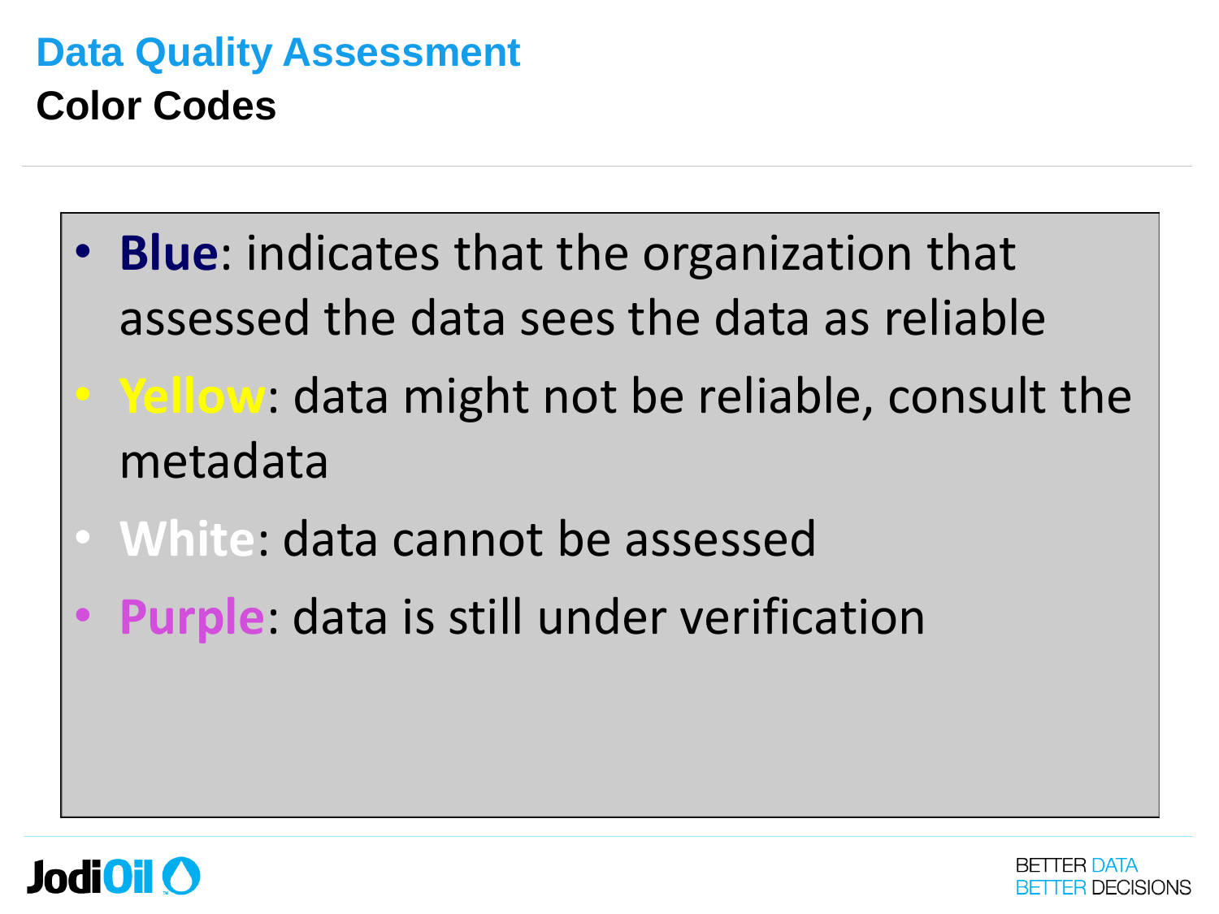# Data Quality Assessment

## Color Codes

- **Blue**: indicates that the organization that assessed the data sees the data as reliable
- **Yellow**: data might not be reliable, consult the metadata
- **White**: data cannot be assessed
- **Purple**: data is still under verification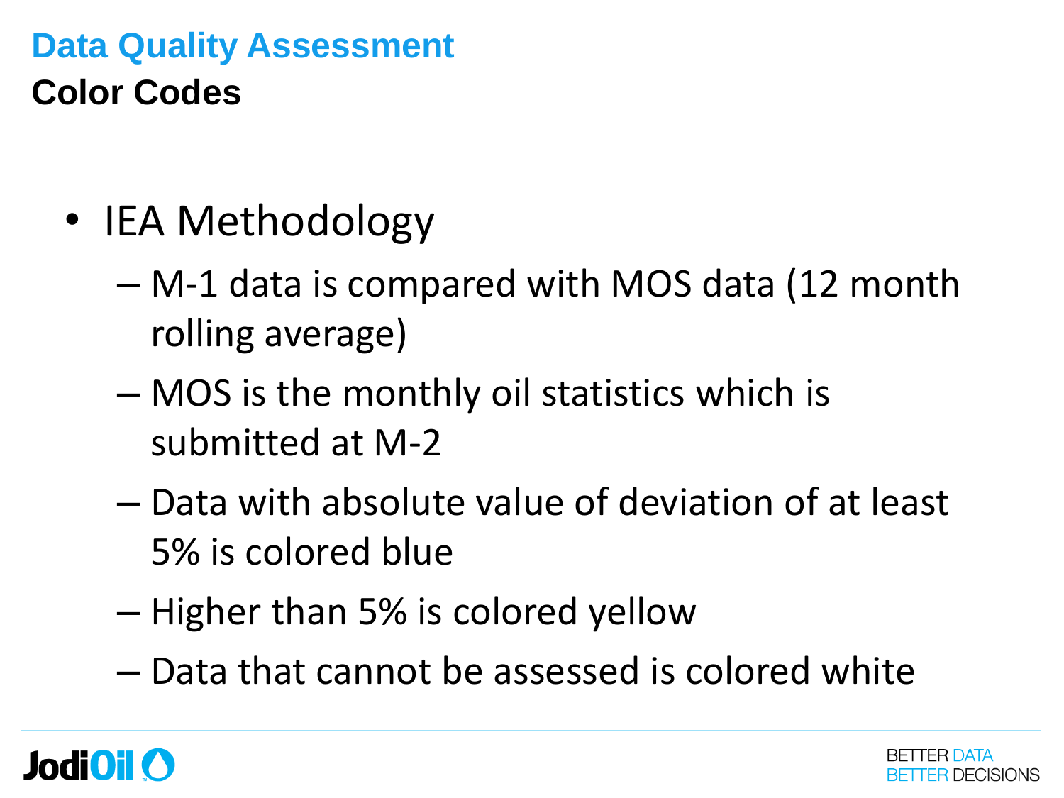# Data Quality Assessment

## Color Codes

- IEA Methodology
  - M-1 data is compared with MOS data (12 month rolling average)
  - MOS is the monthly oil statistics which is submitted at M-2
  - Data with absolute value of deviation of at least 5% is colored blue
  - Higher than 5% is colored yellow
  - Data that cannot be assessed is colored white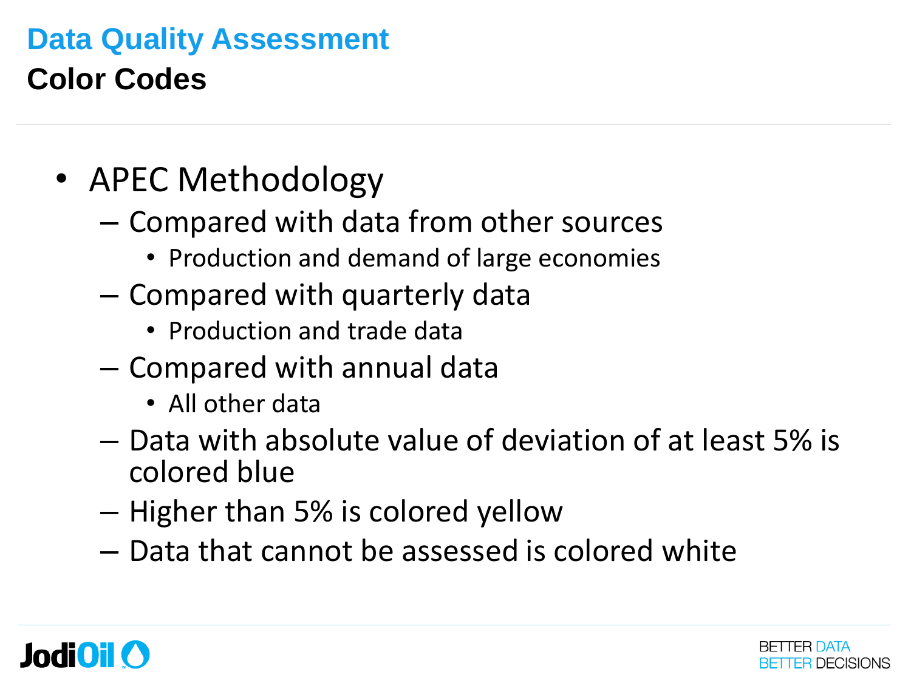# Data Quality Assessment

## Color Codes

- APEC Methodology
  - Compared with data from other sources
    - Production and demand of large economies
  - Compared with quarterly data
    - Production and trade data
  - Compared with annual data
    - All other data
  - Data with absolute value of deviation of at least 5% is colored blue
  - Higher than 5% is colored yellow
  - Data that cannot be assessed is colored white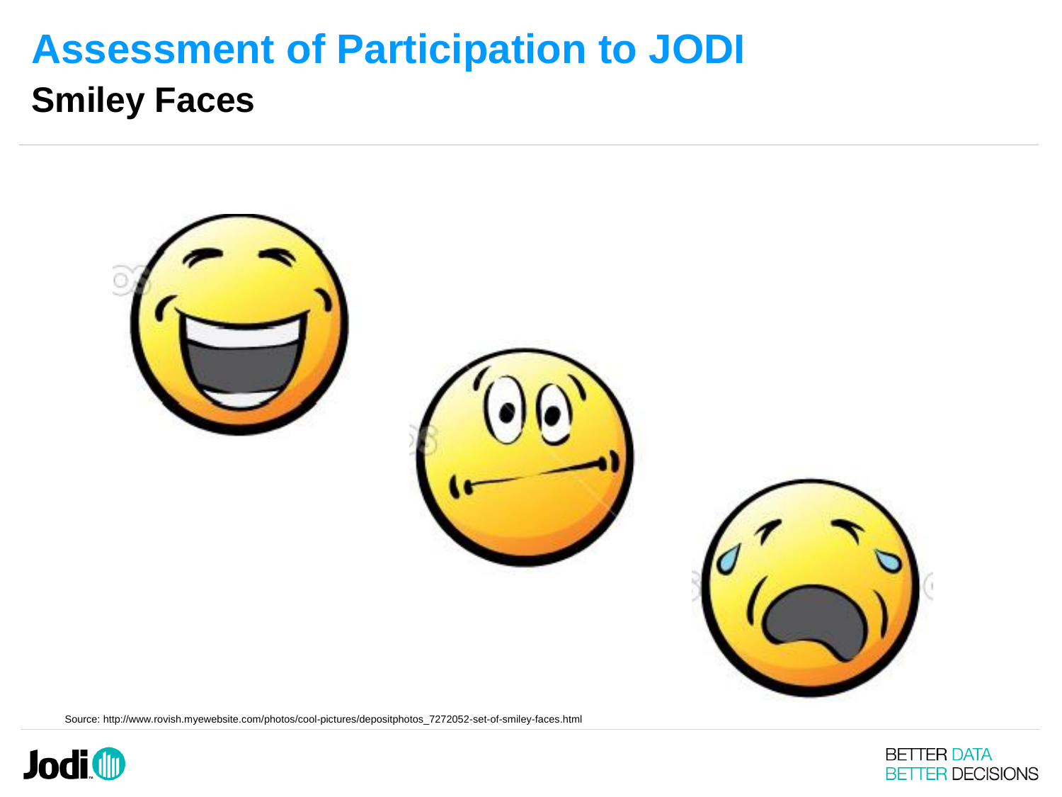# Assessment of Participation to JODI

## Smiley Faces

Source: http://www.rovish.myewebsite.com/photos/cool-pictures/depositphotos_7272052-set-of-smiley-faces.html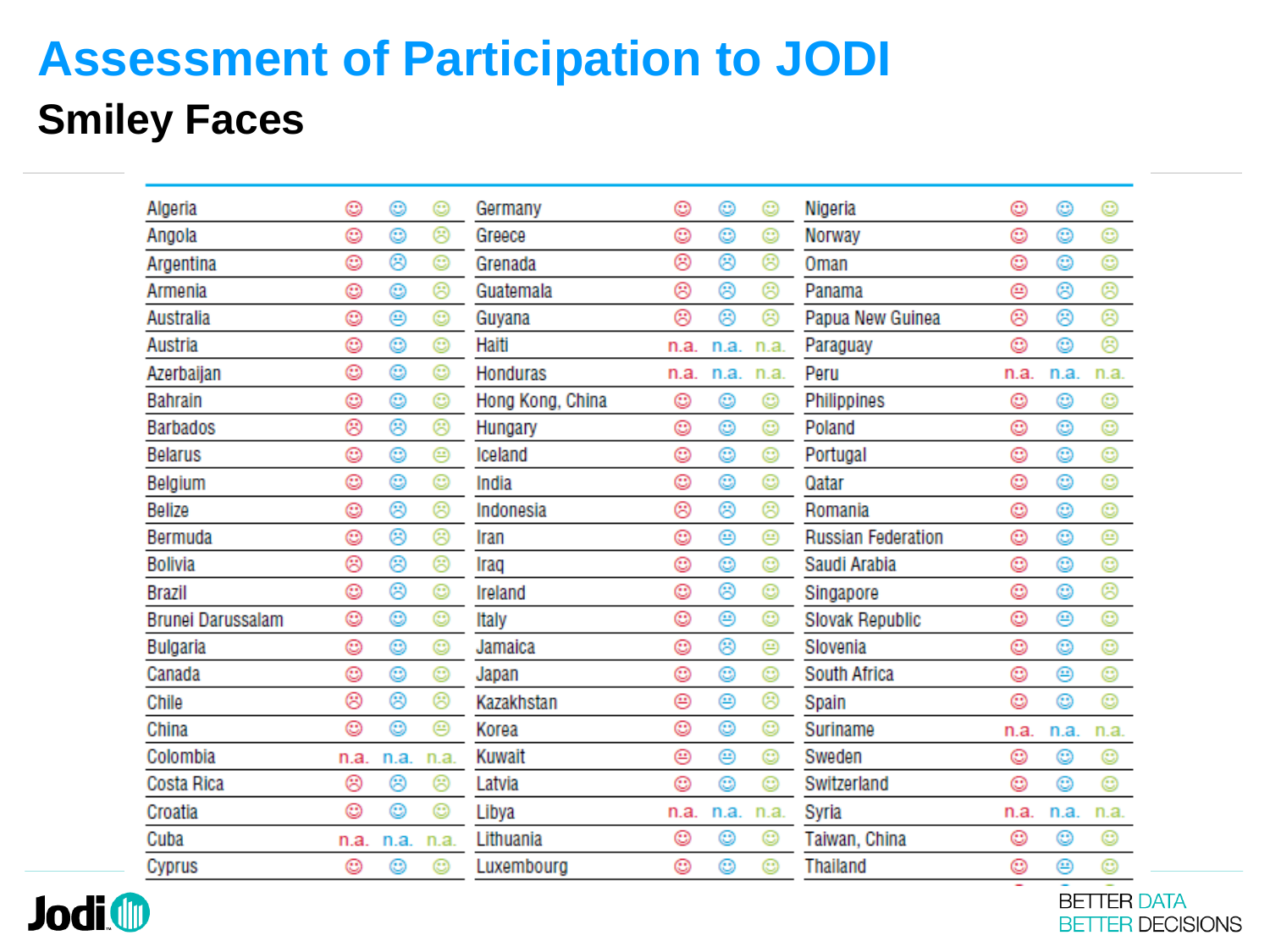# Assessment of Participation to JODI

## Smiley Faces

| Country | | | |
|---|---|---|---|
| Algeria | ☺ | ☺ | ☺ |
| Angola | ☺ | ☺ | ☹ |
| Argentina | ☺ | ☹ | ☺ |
| Armenia | ☺ | ☺ | ☹ |
| Australia | ☺ | 😐 | ☺ |
| Austria | ☺ | ☺ | ☺ |
| Azerbaijan | ☺ | ☺ | ☺ |
| Bahrain | ☺ | ☺ | ☺ |
| Barbados | ☹ | ☹ | ☹ |
| Belarus | ☺ | ☺ | 😐 |
| Belgium | ☺ | ☺ | ☺ |
| Belize | ☺ | ☹ | ☹ |
| Bermuda | ☺ | ☹ | ☹ |
| Bolivia | ☹ | ☹ | ☹ |
| Brazil | ☺ | ☹ | ☺ |
| Brunei Darussalam | ☺ | ☺ | ☺ |
| Bulgaria | ☺ | ☺ | ☺ |
| Canada | ☺ | ☺ | ☺ |
| Chile | ☹ | ☹ | ☹ |
| China | ☺ | ☺ | 😐 |
| Colombia | n.a. | n.a. | n.a. |
| Costa Rica | ☹ | ☹ | ☹ |
| Croatia | ☺ | ☺ | ☺ |
| Cuba | n.a. | n.a. | n.a. |
| Cyprus | ☺ | ☺ | ☺ |
| Germany | ☺ | ☺ | ☺ |
| Greece | ☺ | ☺ | ☺ |
| Grenada | ☹ | ☹ | ☹ |
| Guatemala | ☹ | ☹ | ☹ |
| Guyana | ☹ | ☹ | ☹ |
| Haiti | n.a. | n.a. | n.a. |
| Honduras | n.a. | n.a. | n.a. |
| Hong Kong, China | ☺ | ☺ | ☺ |
| Hungary | ☺ | ☺ | ☺ |
| Iceland | ☺ | ☺ | ☺ |
| India | ☺ | ☺ | ☺ |
| Indonesia | ☹ | ☹ | ☹ |
| Iran | ☺ | 😐 | 😐 |
| Iraq | ☺ | ☺ | ☺ |
| Ireland | ☺ | ☹ | ☺ |
| Italy | ☺ | 😐 | ☺ |
| Jamaica | ☺ | ☹ | 😐 |
| Japan | ☺ | ☺ | ☺ |
| Kazakhstan | 😐 | 😐 | ☹ |
| Korea | ☺ | ☺ | ☺ |
| Kuwait | 😐 | 😐 | ☺ |
| Latvia | ☺ | ☺ | ☺ |
| Libya | n.a. | n.a. | n.a. |
| Lithuania | ☺ | ☺ | ☺ |
| Luxembourg | ☺ | ☺ | ☺ |
| Nigeria | ☺ | ☺ | ☺ |
| Norway | ☺ | ☺ | ☺ |
| Oman | ☺ | ☺ | ☺ |
| Panama | 😐 | ☹ | ☹ |
| Papua New Guinea | ☹ | ☹ | ☹ |
| Paraguay | ☺ | ☺ | ☹ |
| Peru | n.a. | n.a. | n.a. |
| Philippines | ☺ | ☺ | ☺ |
| Poland | ☺ | ☺ | ☺ |
| Portugal | ☺ | ☺ | ☺ |
| Qatar | ☺ | ☺ | ☺ |
| Romania | ☺ | ☺ | ☺ |
| Russian Federation | ☺ | ☺ | 😐 |
| Saudi Arabia | ☺ | ☺ | ☺ |
| Singapore | ☺ | ☺ | ☹ |
| Slovak Republic | ☺ | 😐 | ☺ |
| Slovenia | ☺ | ☺ | ☺ |
| South Africa | ☺ | 😐 | ☺ |
| Spain | ☺ | ☺ | ☺ |
| Suriname | n.a. | n.a. | n.a. |
| Sweden | ☺ | ☺ | ☺ |
| Switzerland | ☺ | ☺ | ☺ |
| Syria | n.a. | n.a. | n.a. |
| Taiwan, China | ☺ | ☺ | ☺ |
| Thailand | ☺ | 😐 | ☺ |

BETTER DATA
BETTER DECISIONS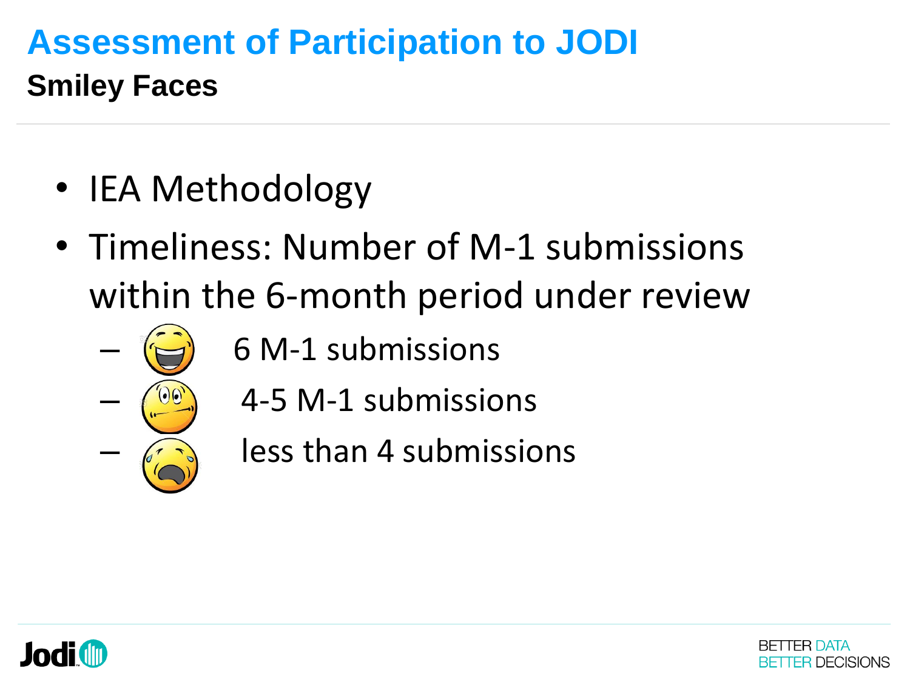# Assessment of Participation to JODI

## Smiley Faces

- IEA Methodology
- Timeliness: Number of M-1 submissions within the 6-month period under review
  - 6 M-1 submissions
  - 4-5 M-1 submissions
  - less than 4 submissions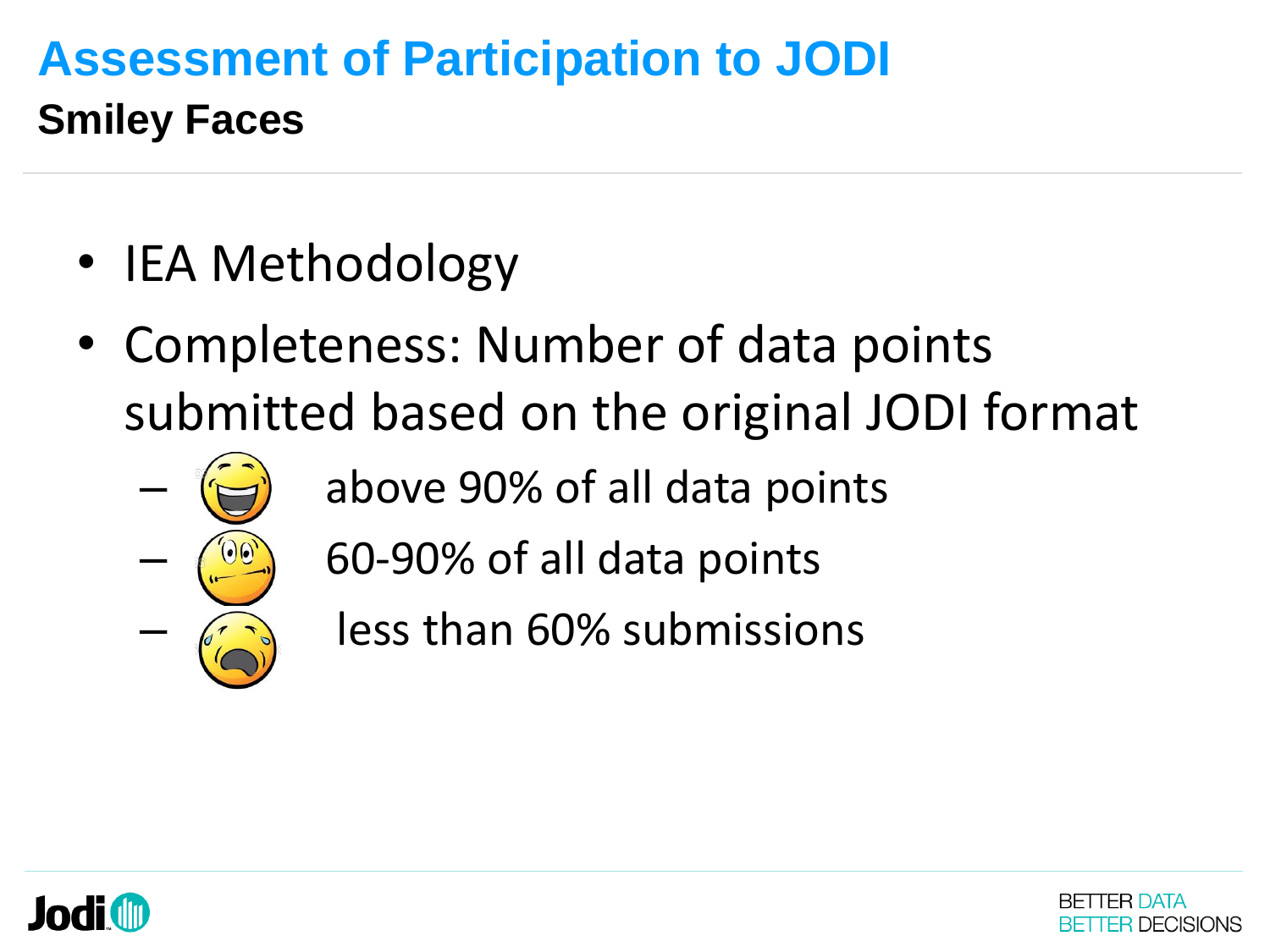# Assessment of Participation to JODI

## Smiley Faces

- IEA Methodology
- Completeness: Number of data points submitted based on the original JODI format
  - above 90% of all data points
  - 60-90% of all data points
  - less than 60% submissions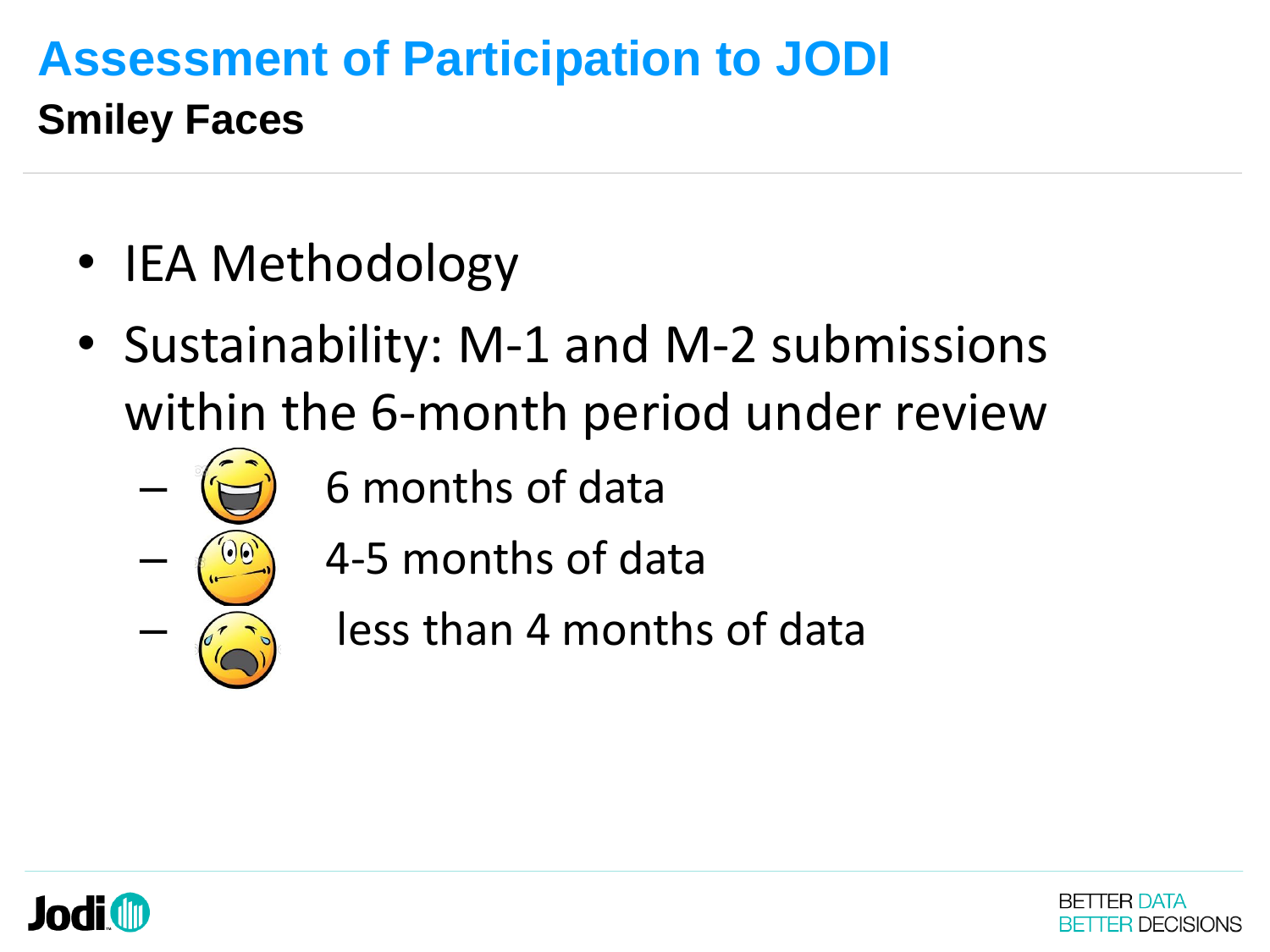# Assessment of Participation to JODI

## Smiley Faces

- IEA Methodology
- Sustainability: M-1 and M-2 submissions within the 6-month period under review
  - 6 months of data
  - 4-5 months of data
  - less than 4 months of data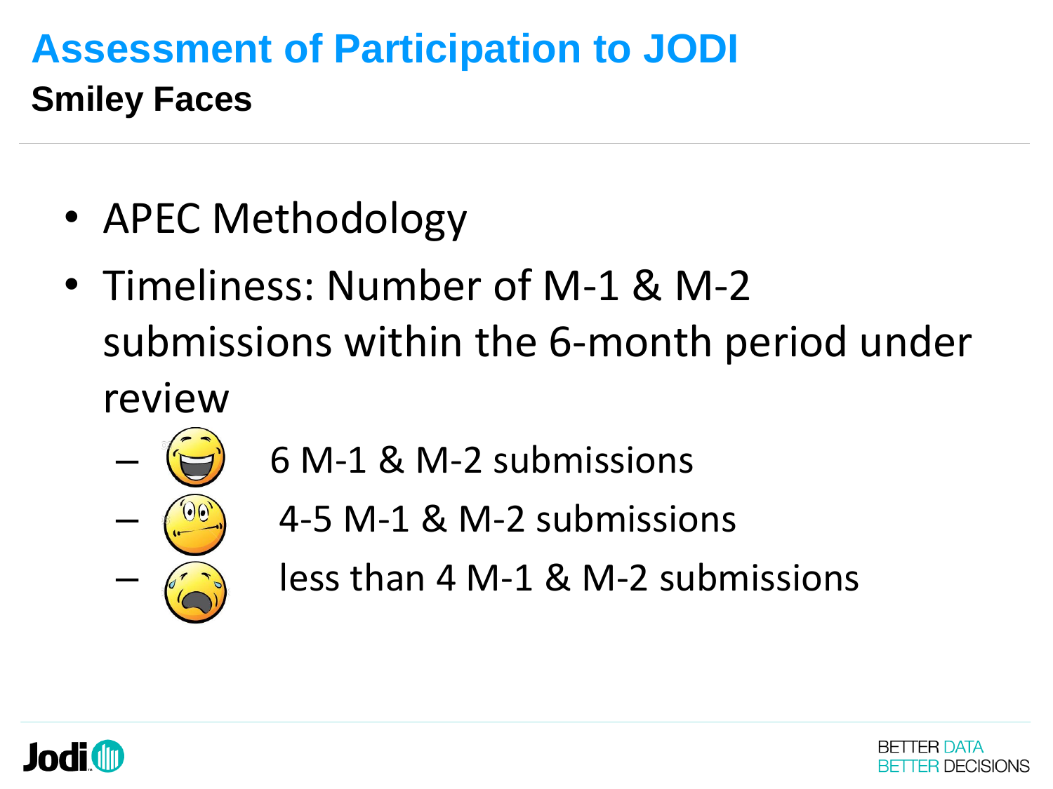# Assessment of Participation to JODI

## Smiley Faces

- APEC Methodology
- Timeliness: Number of M-1 & M-2 submissions within the 6-month period under review
  - 6 M-1 & M-2 submissions
  - 4-5 M-1 & M-2 submissions
  - less than 4 M-1 & M-2 submissions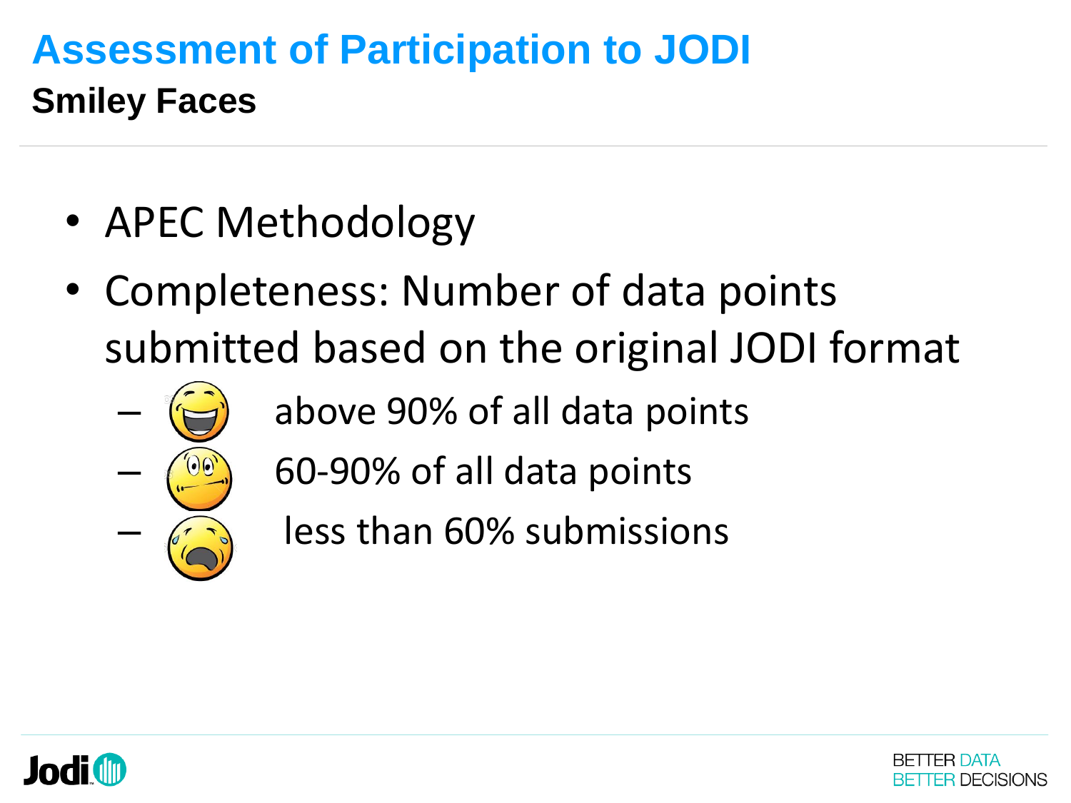# Assessment of Participation to JODI

## Smiley Faces

- APEC Methodology
- Completeness: Number of data points submitted based on the original JODI format
  - above 90% of all data points
  - 60-90% of all data points
  - less than 60% submissions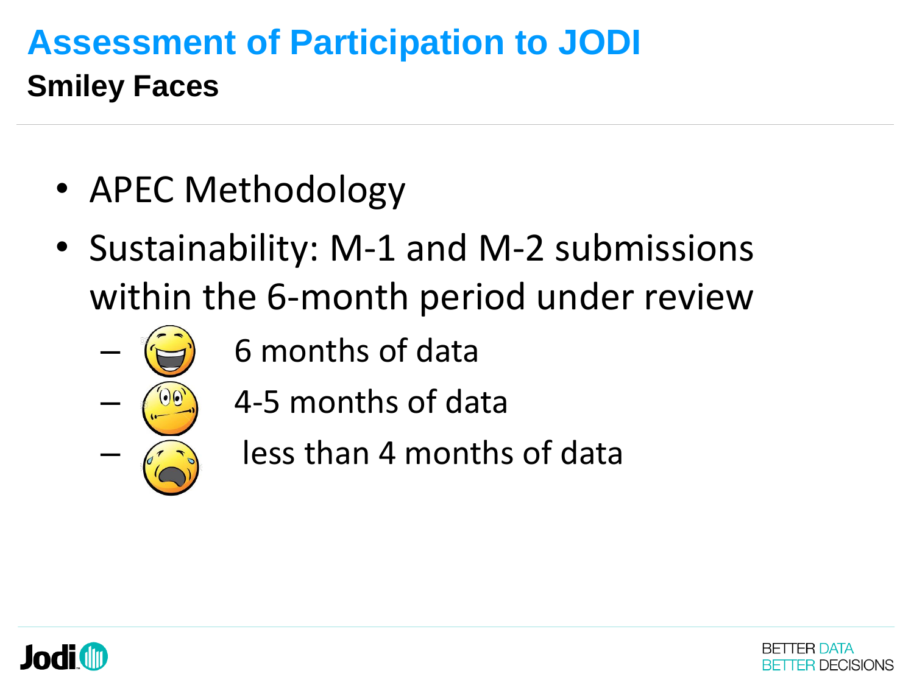# Assessment of Participation to JODI

## Smiley Faces

- APEC Methodology
- Sustainability: M-1 and M-2 submissions within the 6-month period under review
  - 6 months of data
  - 4-5 months of data
  - less than 4 months of data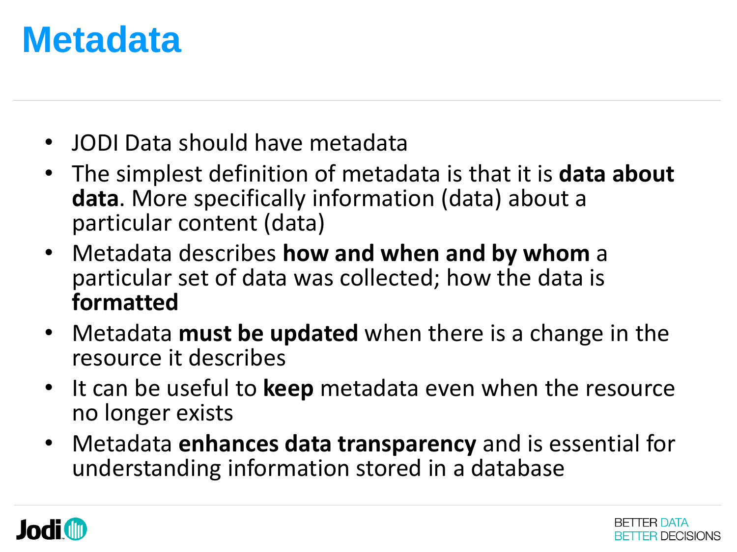# Metadata

- JODI Data should have metadata
- The simplest definition of metadata is that it is **data about data**. More specifically information (data) about a particular content (data)
- Metadata describes **how and when and by whom** a particular set of data was collected; how the data is **formatted**
- Metadata **must be updated** when there is a change in the resource it describes
- It can be useful to **keep** metadata even when the resource no longer exists
- Metadata **enhances data transparency** and is essential for understanding information stored in a database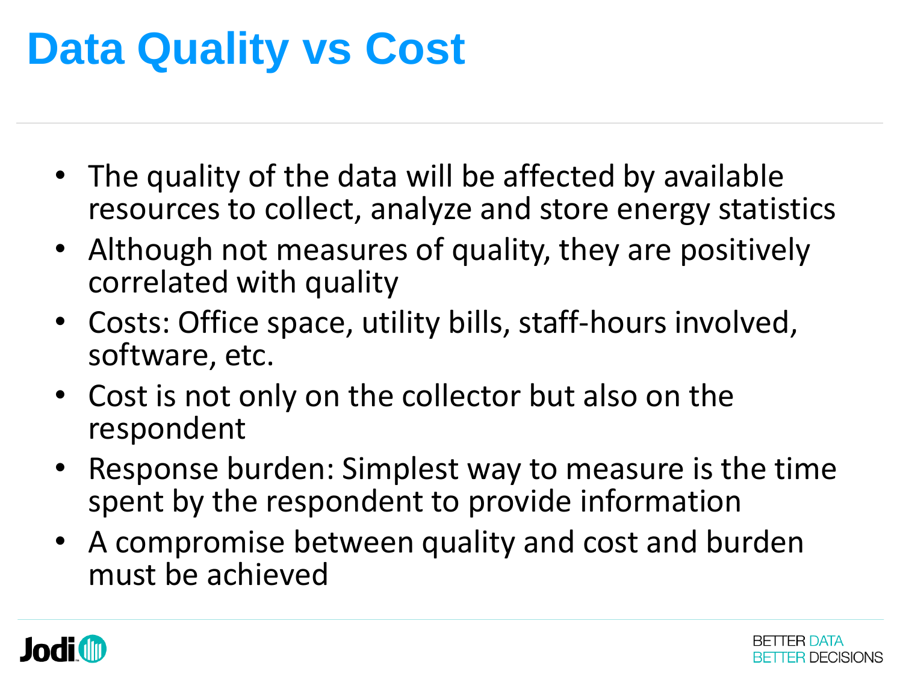# Data Quality vs Cost

- The quality of the data will be affected by available resources to collect, analyze and store energy statistics
- Although not measures of quality, they are positively correlated with quality
- Costs: Office space, utility bills, staff-hours involved, software, etc.
- Cost is not only on the collector but also on the respondent
- Response burden: Simplest way to measure is the time spent by the respondent to provide information
- A compromise between quality and cost and burden must be achieved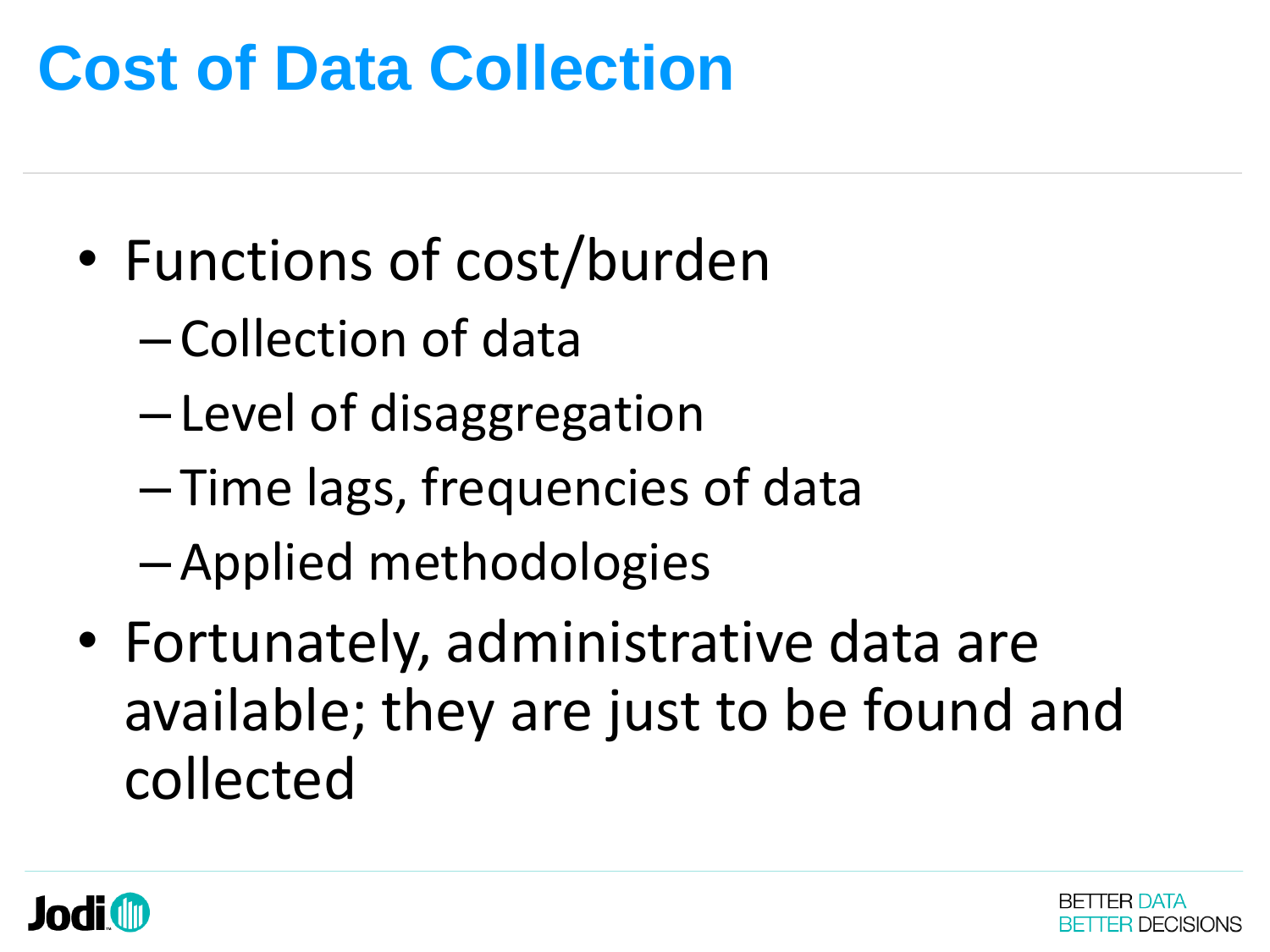# Cost of Data Collection

- Functions of cost/burden
  - Collection of data
  - Level of disaggregation
  - Time lags, frequencies of data
  - Applied methodologies
- Fortunately, administrative data are available; they are just to be found and collected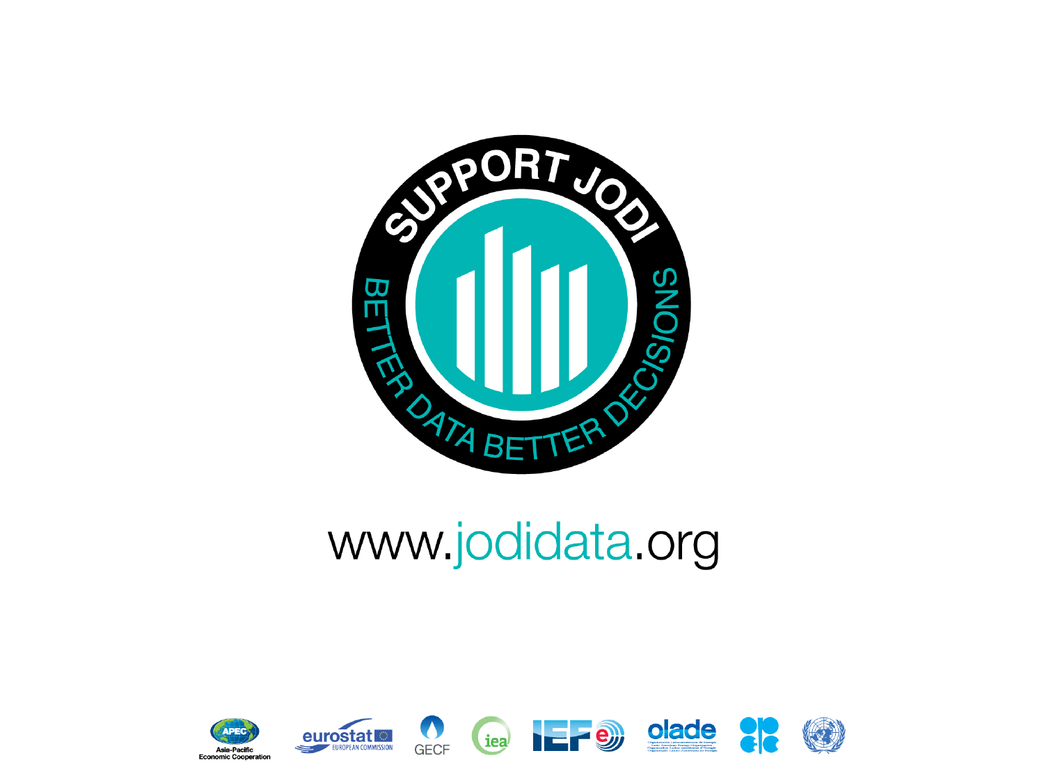SUPPORT JODI

BETTER DATA BETTER DECISIONS

www.jodidata.org

APEC Asia-Pacific Economic Cooperation

eurostat EUROPEAN COMMISSION

GECF

iea

IEF

olade